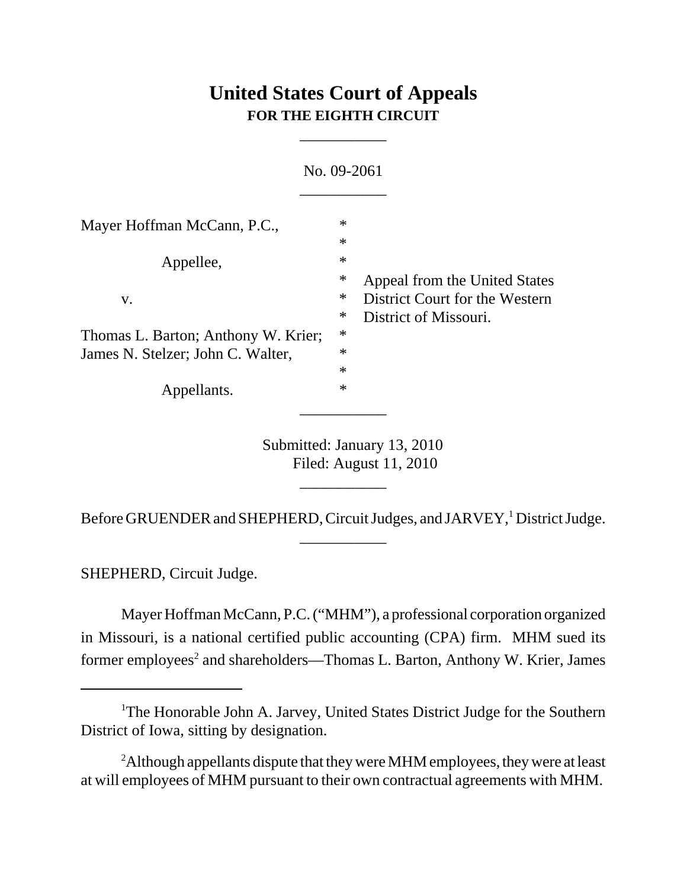# United States Court of Appeals
## FOR THE EIGHTH CIRCUIT

___________

No. 09-2061

___________

Mayer Hoffman McCann, P.C., *
*
Appellee, *
* Appeal from the United States
v. * District Court for the Western
* District of Missouri.
Thomas L. Barton; Anthony W. Krier; *
James N. Stelzer; John C. Walter, *
*
Appellants. *

___________

Submitted: January 13, 2010
Filed: August 11, 2010

___________

Before GRUENDER and SHEPHERD, Circuit Judges, and JARVEY,[1] District Judge.

___________

SHEPHERD, Circuit Judge.

Mayer Hoffman McCann, P.C. ("MHM"), a professional corporation organized in Missouri, is a national certified public accounting (CPA) firm. MHM sued its former employees[2] and shareholders—Thomas L. Barton, Anthony W. Krier, James

---

[1]The Honorable John A. Jarvey, United States District Judge for the Southern District of Iowa, sitting by designation.

[2]Although appellants dispute that they were MHM employees, they were at least at will employees of MHM pursuant to their own contractual agreements with MHM.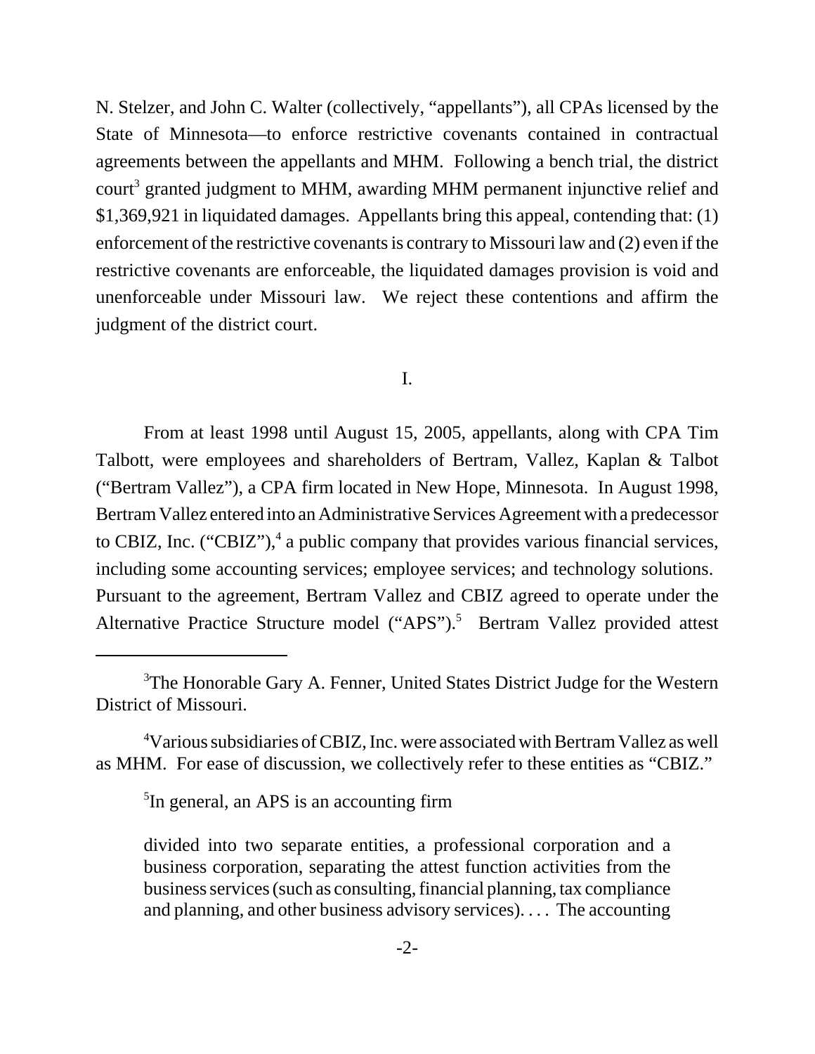N. Stelzer, and John C. Walter (collectively, "appellants"), all CPAs licensed by the State of Minnesota—to enforce restrictive covenants contained in contractual agreements between the appellants and MHM. Following a bench trial, the district court[3] granted judgment to MHM, awarding MHM permanent injunctive relief and $1,369,921 in liquidated damages. Appellants bring this appeal, contending that: (1) enforcement of the restrictive covenants is contrary to Missouri law and (2) even if the restrictive covenants are enforceable, the liquidated damages provision is void and unenforceable under Missouri law. We reject these contentions and affirm the judgment of the district court.

## I.

From at least 1998 until August 15, 2005, appellants, along with CPA Tim Talbott, were employees and shareholders of Bertram, Vallez, Kaplan & Talbot ("Bertram Vallez"), a CPA firm located in New Hope, Minnesota. In August 1998, Bertram Vallez entered into an Administrative Services Agreement with a predecessor to CBIZ, Inc. ("CBIZ"),[4] a public company that provides various financial services, including some accounting services; employee services; and technology solutions. Pursuant to the agreement, Bertram Vallez and CBIZ agreed to operate under the Alternative Practice Structure model ("APS").[5] Bertram Vallez provided attest

---

[3]The Honorable Gary A. Fenner, United States District Judge for the Western District of Missouri.

[4]Various subsidiaries of CBIZ, Inc. were associated with Bertram Vallez as well as MHM. For ease of discussion, we collectively refer to these entities as "CBIZ."

[5]In general, an APS is an accounting firm

> divided into two separate entities, a professional corporation and a business corporation, separating the attest function activities from the business services (such as consulting, financial planning, tax compliance and planning, and other business advisory services). . . . The accounting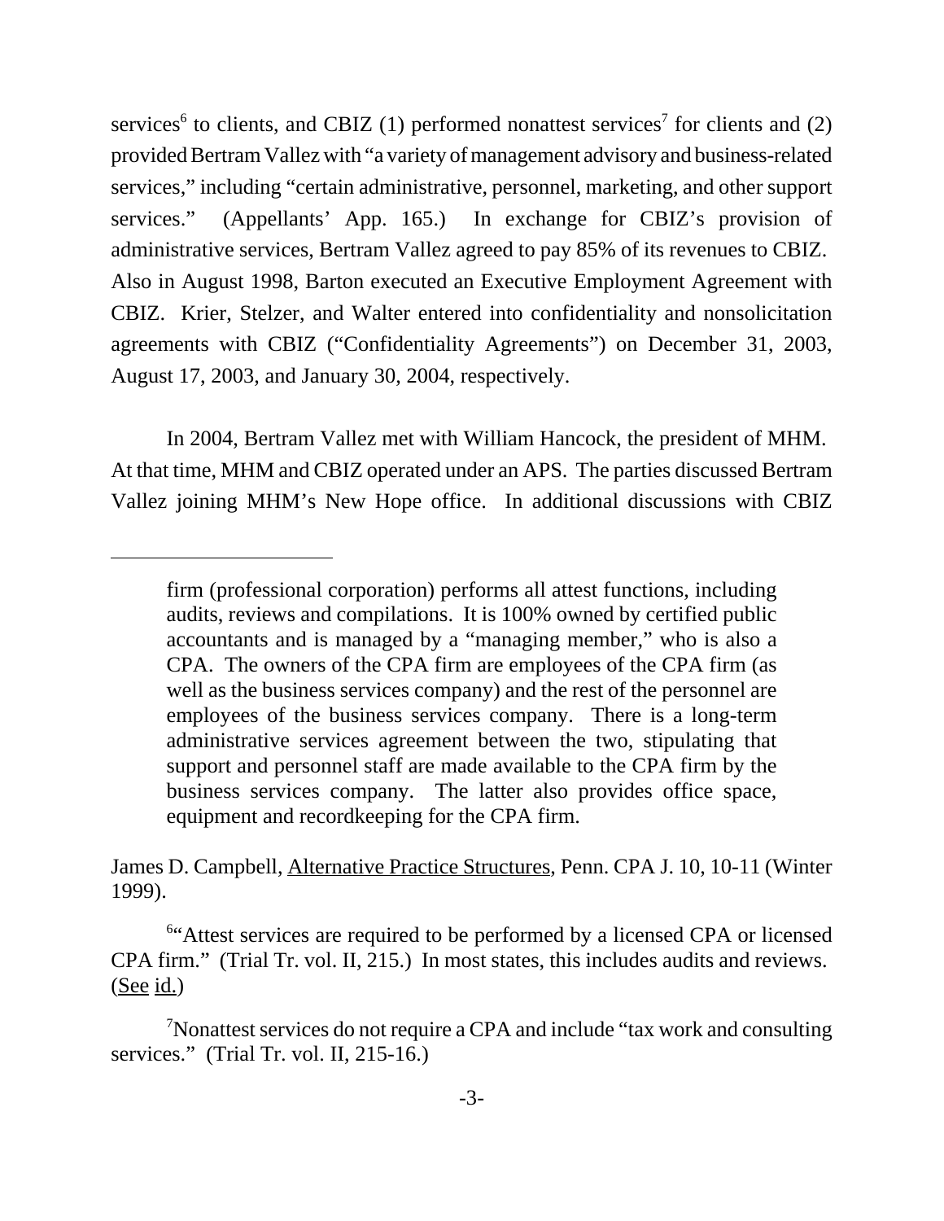services[6] to clients, and CBIZ (1) performed nonattest services[7] for clients and (2) provided Bertram Vallez with "a variety of management advisory and business-related services," including "certain administrative, personnel, marketing, and other support services." (Appellants' App. 165.) In exchange for CBIZ's provision of administrative services, Bertram Vallez agreed to pay 85% of its revenues to CBIZ. Also in August 1998, Barton executed an Executive Employment Agreement with CBIZ. Krier, Stelzer, and Walter entered into confidentiality and nonsolicitation agreements with CBIZ ("Confidentiality Agreements") on December 31, 2003, August 17, 2003, and January 30, 2004, respectively.

In 2004, Bertram Vallez met with William Hancock, the president of MHM. At that time, MHM and CBIZ operated under an APS. The parties discussed Bertram Vallez joining MHM's New Hope office. In additional discussions with CBIZ

---

> firm (professional corporation) performs all attest functions, including audits, reviews and compilations. It is 100% owned by certified public accountants and is managed by a "managing member," who is also a CPA. The owners of the CPA firm are employees of the CPA firm (as well as the business services company) and the rest of the personnel are employees of the business services company. There is a long-term administrative services agreement between the two, stipulating that support and personnel staff are made available to the CPA firm by the business services company. The latter also provides office space, equipment and recordkeeping for the CPA firm.

James D. Campbell, Alternative Practice Structures, Penn. CPA J. 10, 10-11 (Winter 1999).

[6] "Attest services are required to be performed by a licensed CPA or licensed CPA firm." (Trial Tr. vol. II, 215.) In most states, this includes audits and reviews. (See id.)

[7] Nonattest services do not require a CPA and include "tax work and consulting services." (Trial Tr. vol. II, 215-16.)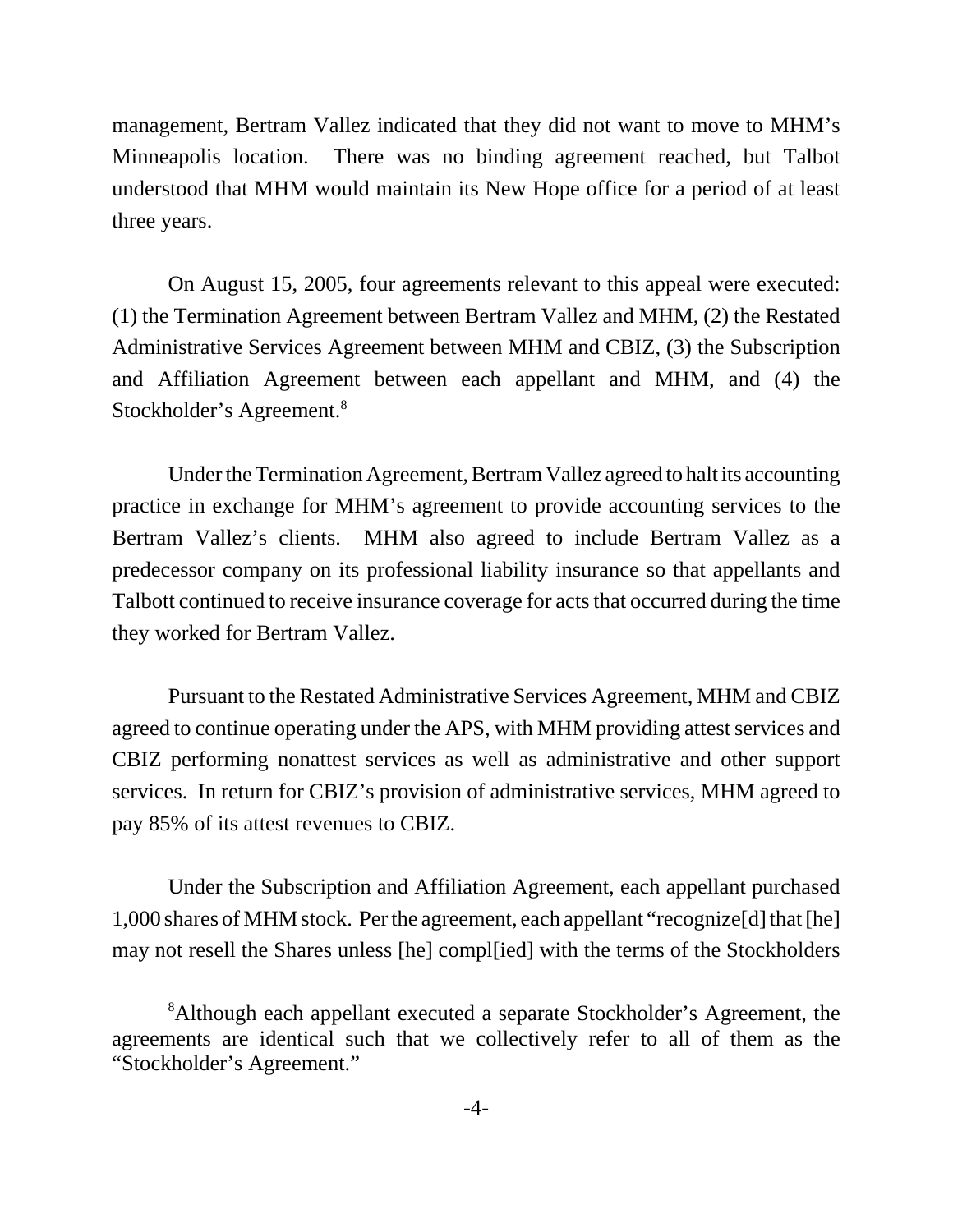management, Bertram Vallez indicated that they did not want to move to MHM's Minneapolis location. There was no binding agreement reached, but Talbot understood that MHM would maintain its New Hope office for a period of at least three years.

On August 15, 2005, four agreements relevant to this appeal were executed: (1) the Termination Agreement between Bertram Vallez and MHM, (2) the Restated Administrative Services Agreement between MHM and CBIZ, (3) the Subscription and Affiliation Agreement between each appellant and MHM, and (4) the Stockholder's Agreement.[8]

Under the Termination Agreement, Bertram Vallez agreed to halt its accounting practice in exchange for MHM's agreement to provide accounting services to the Bertram Vallez's clients. MHM also agreed to include Bertram Vallez as a predecessor company on its professional liability insurance so that appellants and Talbott continued to receive insurance coverage for acts that occurred during the time they worked for Bertram Vallez.

Pursuant to the Restated Administrative Services Agreement, MHM and CBIZ agreed to continue operating under the APS, with MHM providing attest services and CBIZ performing nonattest services as well as administrative and other support services. In return for CBIZ's provision of administrative services, MHM agreed to pay 85% of its attest revenues to CBIZ.

Under the Subscription and Affiliation Agreement, each appellant purchased 1,000 shares of MHM stock. Per the agreement, each appellant "recognize[d] that [he] may not resell the Shares unless [he] compl[ied] with the terms of the Stockholders

---

[8]Although each appellant executed a separate Stockholder's Agreement, the agreements are identical such that we collectively refer to all of them as the "Stockholder's Agreement."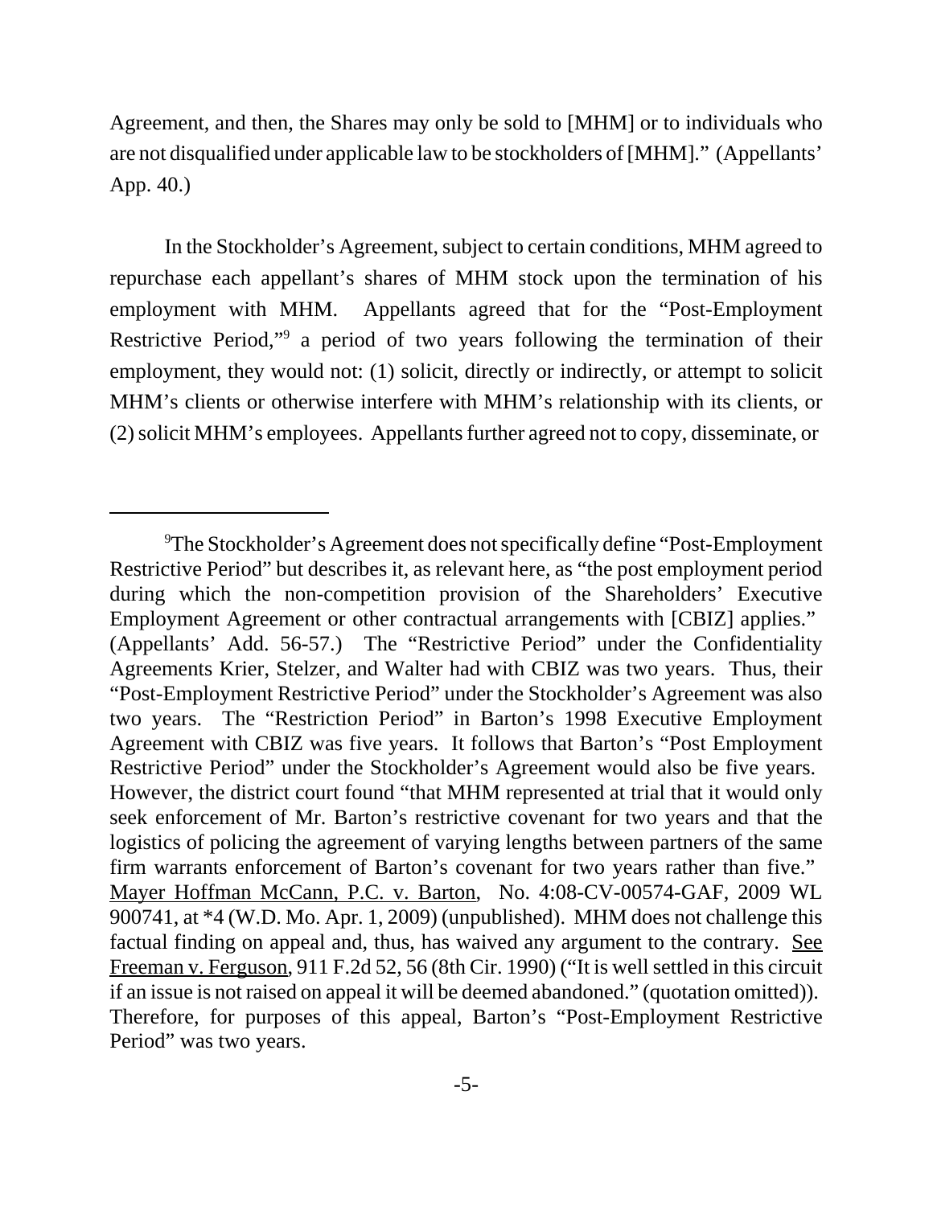Agreement, and then, the Shares may only be sold to [MHM] or to individuals who are not disqualified under applicable law to be stockholders of [MHM]." (Appellants' App. 40.)

In the Stockholder's Agreement, subject to certain conditions, MHM agreed to repurchase each appellant's shares of MHM stock upon the termination of his employment with MHM. Appellants agreed that for the "Post-Employment Restrictive Period,"[9] a period of two years following the termination of their employment, they would not: (1) solicit, directly or indirectly, or attempt to solicit MHM's clients or otherwise interfere with MHM's relationship with its clients, or (2) solicit MHM's employees. Appellants further agreed not to copy, disseminate, or

---

[9]The Stockholder's Agreement does not specifically define "Post-Employment Restrictive Period" but describes it, as relevant here, as "the post employment period during which the non-competition provision of the Shareholders' Executive Employment Agreement or other contractual arrangements with [CBIZ] applies." (Appellants' Add. 56-57.) The "Restrictive Period" under the Confidentiality Agreements Krier, Stelzer, and Walter had with CBIZ was two years. Thus, their "Post-Employment Restrictive Period" under the Stockholder's Agreement was also two years. The "Restriction Period" in Barton's 1998 Executive Employment Agreement with CBIZ was five years. It follows that Barton's "Post Employment Restrictive Period" under the Stockholder's Agreement would also be five years. However, the district court found "that MHM represented at trial that it would only seek enforcement of Mr. Barton's restrictive covenant for two years and that the logistics of policing the agreement of varying lengths between partners of the same firm warrants enforcement of Barton's covenant for two years rather than five." Mayer Hoffman McCann, P.C. v. Barton, No. 4:08-CV-00574-GAF, 2009 WL 900741, at *4 (W.D. Mo. Apr. 1, 2009) (unpublished). MHM does not challenge this factual finding on appeal and, thus, has waived any argument to the contrary. See Freeman v. Ferguson, 911 F.2d 52, 56 (8th Cir. 1990) ("It is well settled in this circuit if an issue is not raised on appeal it will be deemed abandoned." (quotation omitted)). Therefore, for purposes of this appeal, Barton's "Post-Employment Restrictive Period" was two years.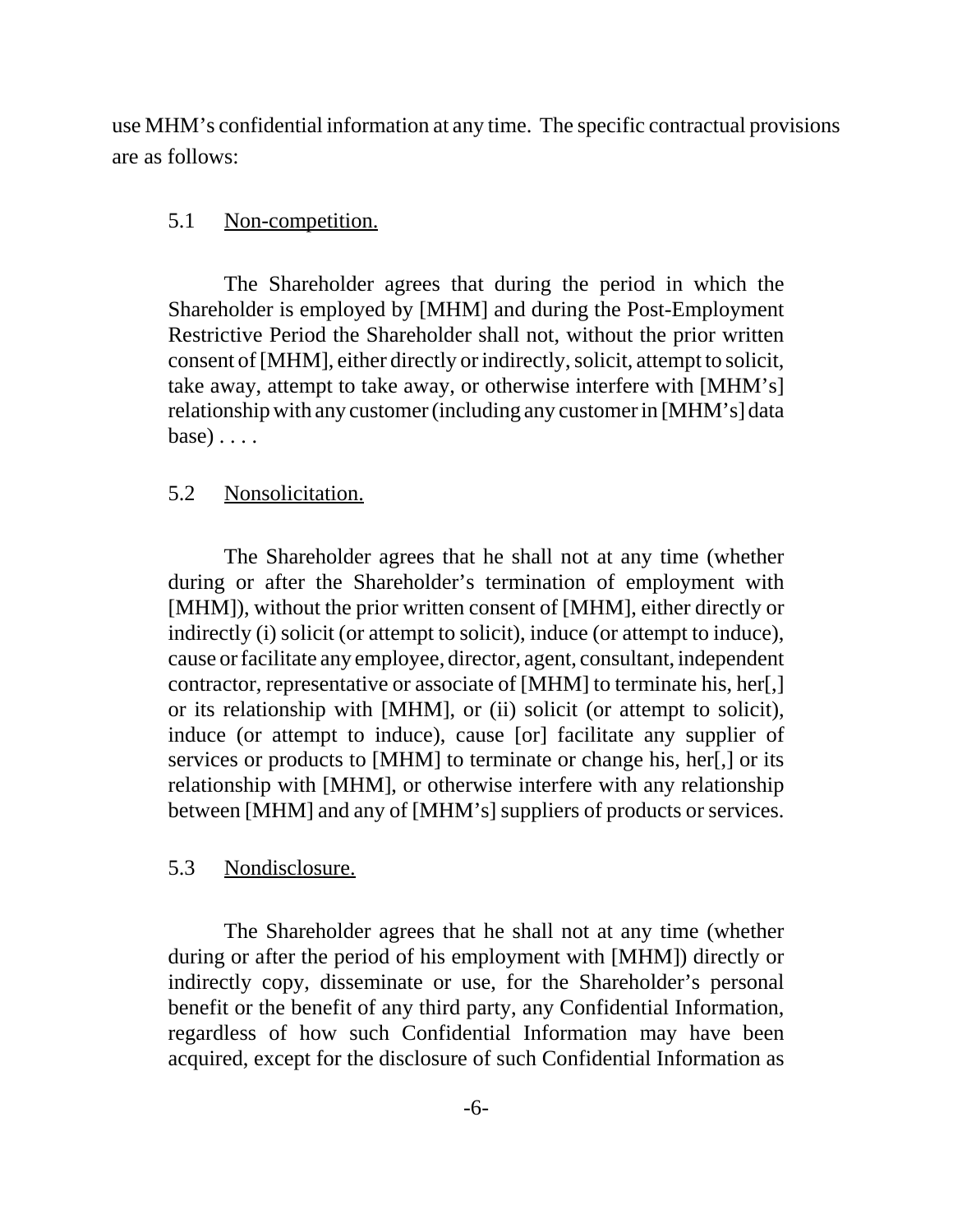use MHM's confidential information at any time. The specific contractual provisions are as follows:

> 5.1 Non-competition.
>
> The Shareholder agrees that during the period in which the Shareholder is employed by [MHM] and during the Post-Employment Restrictive Period the Shareholder shall not, without the prior written consent of [MHM], either directly or indirectly, solicit, attempt to solicit, take away, attempt to take away, or otherwise interfere with [MHM's] relationship with any customer (including any customer in [MHM's] data base) . . . .
>
> 5.2 Nonsolicitation.
>
> The Shareholder agrees that he shall not at any time (whether during or after the Shareholder's termination of employment with [MHM]), without the prior written consent of [MHM], either directly or indirectly (i) solicit (or attempt to solicit), induce (or attempt to induce), cause or facilitate any employee, director, agent, consultant, independent contractor, representative or associate of [MHM] to terminate his, her[,] or its relationship with [MHM], or (ii) solicit (or attempt to solicit), induce (or attempt to induce), cause [or] facilitate any supplier of services or products to [MHM] to terminate or change his, her[,] or its relationship with [MHM], or otherwise interfere with any relationship between [MHM] and any of [MHM's] suppliers of products or services.
>
> 5.3 Nondisclosure.
>
> The Shareholder agrees that he shall not at any time (whether during or after the period of his employment with [MHM]) directly or indirectly copy, disseminate or use, for the Shareholder's personal benefit or the benefit of any third party, any Confidential Information, regardless of how such Confidential Information may have been acquired, except for the disclosure of such Confidential Information as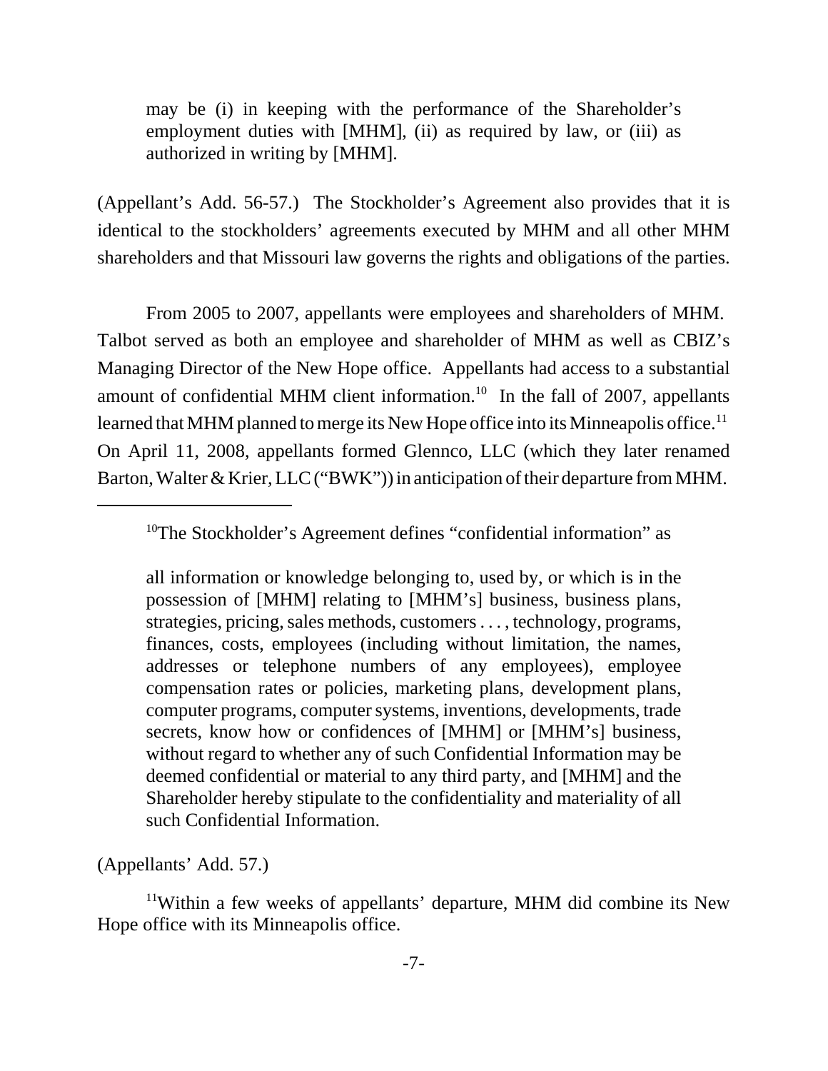> may be (i) in keeping with the performance of the Shareholder's employment duties with [MHM], (ii) as required by law, or (iii) as authorized in writing by [MHM].

(Appellant's Add. 56-57.) The Stockholder's Agreement also provides that it is identical to the stockholders' agreements executed by MHM and all other MHM shareholders and that Missouri law governs the rights and obligations of the parties.

From 2005 to 2007, appellants were employees and shareholders of MHM. Talbot served as both an employee and shareholder of MHM as well as CBIZ's Managing Director of the New Hope office. Appellants had access to a substantial amount of confidential MHM client information.[10] In the fall of 2007, appellants learned that MHM planned to merge its New Hope office into its Minneapolis office.[11] On April 11, 2008, appellants formed Glennco, LLC (which they later renamed Barton, Walter & Krier, LLC ("BWK")) in anticipation of their departure from MHM.

---

[10] The Stockholder's Agreement defines "confidential information" as

> all information or knowledge belonging to, used by, or which is in the possession of [MHM] relating to [MHM's] business, business plans, strategies, pricing, sales methods, customers . . . , technology, programs, finances, costs, employees (including without limitation, the names, addresses or telephone numbers of any employees), employee compensation rates or policies, marketing plans, development plans, computer programs, computer systems, inventions, developments, trade secrets, know how or confidences of [MHM] or [MHM's] business, without regard to whether any of such Confidential Information may be deemed confidential or material to any third party, and [MHM] and the Shareholder hereby stipulate to the confidentiality and materiality of all such Confidential Information.

(Appellants' Add. 57.)

[11] Within a few weeks of appellants' departure, MHM did combine its New Hope office with its Minneapolis office.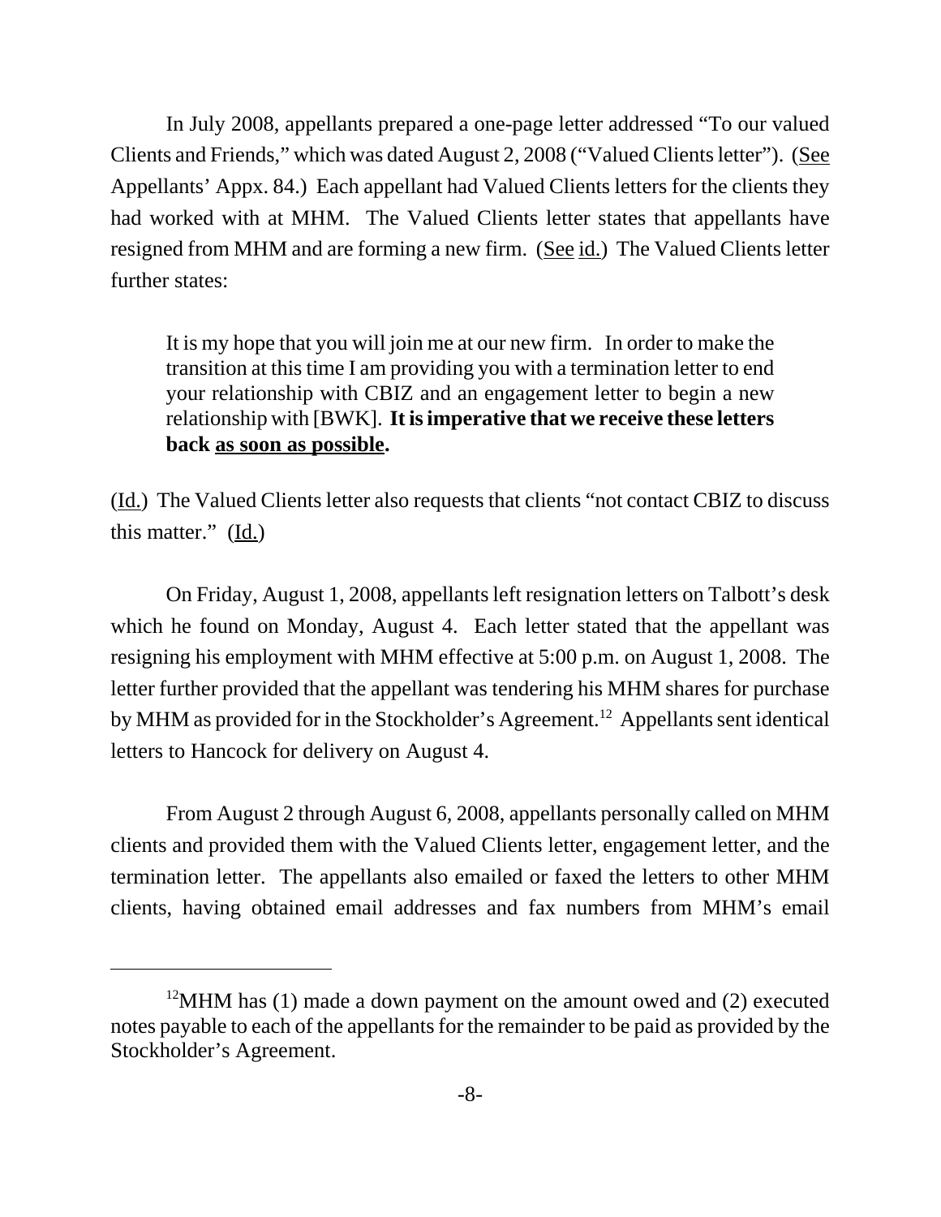In July 2008, appellants prepared a one-page letter addressed "To our valued Clients and Friends," which was dated August 2, 2008 ("Valued Clients letter"). (See Appellants' Appx. 84.) Each appellant had Valued Clients letters for the clients they had worked with at MHM. The Valued Clients letter states that appellants have resigned from MHM and are forming a new firm. (See id.) The Valued Clients letter further states:

> It is my hope that you will join me at our new firm. In order to make the transition at this time I am providing you with a termination letter to end your relationship with CBIZ and an engagement letter to begin a new relationship with [BWK]. **It is imperative that we receive these letters back as soon as possible.**

(Id.) The Valued Clients letter also requests that clients "not contact CBIZ to discuss this matter." (Id.)

On Friday, August 1, 2008, appellants left resignation letters on Talbott's desk which he found on Monday, August 4. Each letter stated that the appellant was resigning his employment with MHM effective at 5:00 p.m. on August 1, 2008. The letter further provided that the appellant was tendering his MHM shares for purchase by MHM as provided for in the Stockholder's Agreement.[12] Appellants sent identical letters to Hancock for delivery on August 4.

From August 2 through August 6, 2008, appellants personally called on MHM clients and provided them with the Valued Clients letter, engagement letter, and the termination letter. The appellants also emailed or faxed the letters to other MHM clients, having obtained email addresses and fax numbers from MHM's email

---

[12] MHM has (1) made a down payment on the amount owed and (2) executed notes payable to each of the appellants for the remainder to be paid as provided by the Stockholder's Agreement.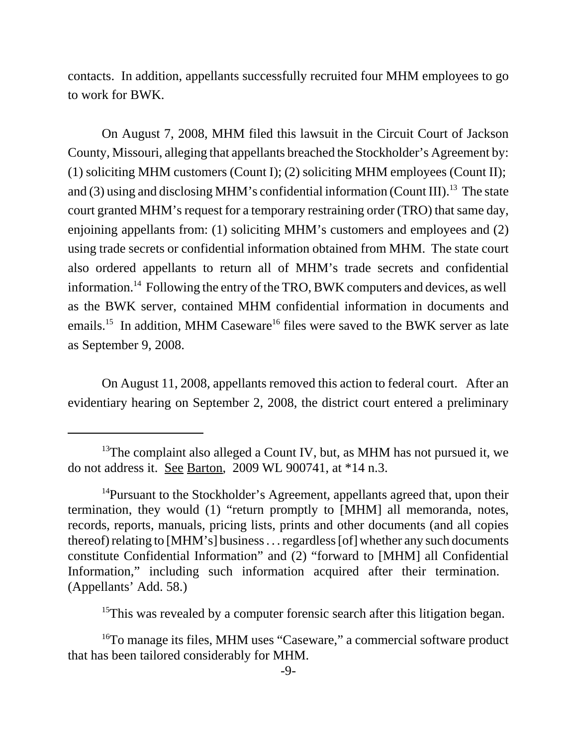contacts. In addition, appellants successfully recruited four MHM employees to go to work for BWK.

On August 7, 2008, MHM filed this lawsuit in the Circuit Court of Jackson County, Missouri, alleging that appellants breached the Stockholder's Agreement by: (1) soliciting MHM customers (Count I); (2) soliciting MHM employees (Count II); and (3) using and disclosing MHM's confidential information (Count III).[13] The state court granted MHM's request for a temporary restraining order (TRO) that same day, enjoining appellants from: (1) soliciting MHM's customers and employees and (2) using trade secrets or confidential information obtained from MHM. The state court also ordered appellants to return all of MHM's trade secrets and confidential information.[14] Following the entry of the TRO, BWK computers and devices, as well as the BWK server, contained MHM confidential information in documents and emails.[15] In addition, MHM Caseware[16] files were saved to the BWK server as late as September 9, 2008.

On August 11, 2008, appellants removed this action to federal court. After an evidentiary hearing on September 2, 2008, the district court entered a preliminary

---

[13]The complaint also alleged a Count IV, but, as MHM has not pursued it, we do not address it. See Barton, 2009 WL 900741, at *14 n.3.

[14]Pursuant to the Stockholder's Agreement, appellants agreed that, upon their termination, they would (1) "return promptly to [MHM] all memoranda, notes, records, reports, manuals, pricing lists, prints and other documents (and all copies thereof) relating to [MHM's] business . . . regardless [of] whether any such documents constitute Confidential Information" and (2) "forward to [MHM] all Confidential Information," including such information acquired after their termination. (Appellants' Add. 58.)

[15]This was revealed by a computer forensic search after this litigation began.

[16]To manage its files, MHM uses "Caseware," a commercial software product that has been tailored considerably for MHM.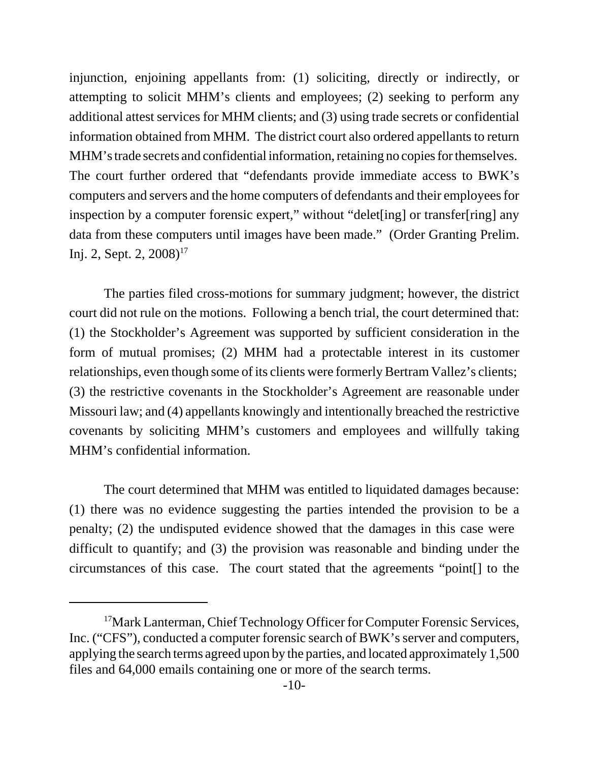injunction, enjoining appellants from: (1) soliciting, directly or indirectly, or attempting to solicit MHM's clients and employees; (2) seeking to perform any additional attest services for MHM clients; and (3) using trade secrets or confidential information obtained from MHM. The district court also ordered appellants to return MHM's trade secrets and confidential information, retaining no copies for themselves. The court further ordered that "defendants provide immediate access to BWK's computers and servers and the home computers of defendants and their employees for inspection by a computer forensic expert," without "delet[ing] or transfer[ring] any data from these computers until images have been made." (Order Granting Prelim. Inj. 2, Sept. 2, 2008)[17]

The parties filed cross-motions for summary judgment; however, the district court did not rule on the motions. Following a bench trial, the court determined that: (1) the Stockholder's Agreement was supported by sufficient consideration in the form of mutual promises; (2) MHM had a protectable interest in its customer relationships, even though some of its clients were formerly Bertram Vallez's clients; (3) the restrictive covenants in the Stockholder's Agreement are reasonable under Missouri law; and (4) appellants knowingly and intentionally breached the restrictive covenants by soliciting MHM's customers and employees and willfully taking MHM's confidential information.

The court determined that MHM was entitled to liquidated damages because: (1) there was no evidence suggesting the parties intended the provision to be a penalty; (2) the undisputed evidence showed that the damages in this case were difficult to quantify; and (3) the provision was reasonable and binding under the circumstances of this case. The court stated that the agreements "point[] to the

---

[17]Mark Lanterman, Chief Technology Officer for Computer Forensic Services, Inc. ("CFS"), conducted a computer forensic search of BWK's server and computers, applying the search terms agreed upon by the parties, and located approximately 1,500 files and 64,000 emails containing one or more of the search terms.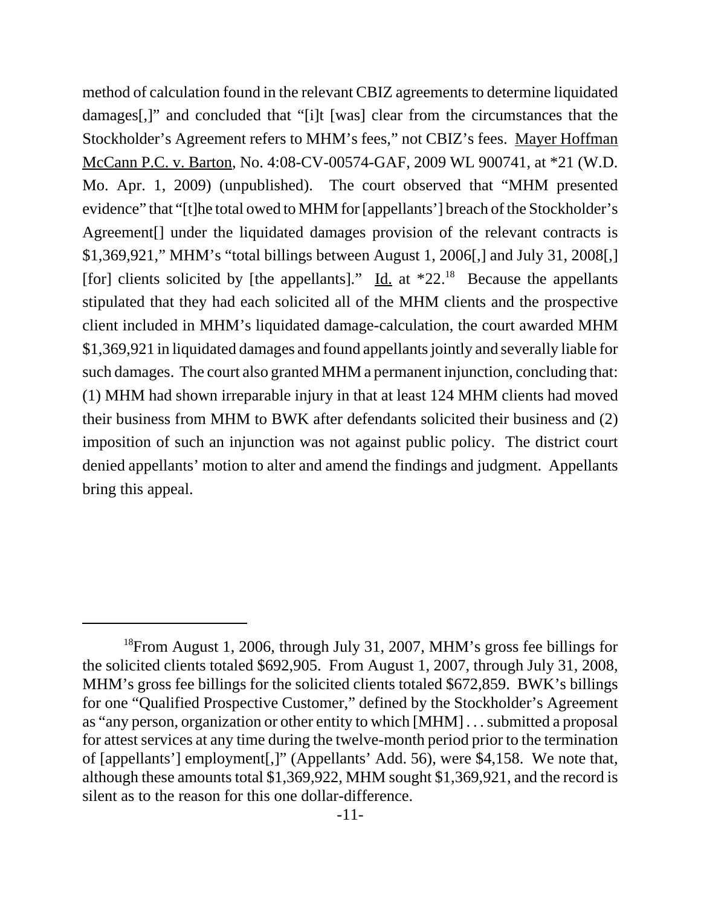method of calculation found in the relevant CBIZ agreements to determine liquidated damages[,]" and concluded that "[i]t [was] clear from the circumstances that the Stockholder's Agreement refers to MHM's fees," not CBIZ's fees. Mayer Hoffman McCann P.C. v. Barton, No. 4:08-CV-00574-GAF, 2009 WL 900741, at *21 (W.D. Mo. Apr. 1, 2009) (unpublished). The court observed that "MHM presented evidence" that "[t]he total owed to MHM for [appellants'] breach of the Stockholder's Agreement[] under the liquidated damages provision of the relevant contracts is $1,369,921," MHM's "total billings between August 1, 2006[,] and July 31, 2008[,] [for] clients solicited by [the appellants]." Id. at *22.[18] Because the appellants stipulated that they had each solicited all of the MHM clients and the prospective client included in MHM's liquidated damage-calculation, the court awarded MHM $1,369,921 in liquidated damages and found appellants jointly and severally liable for such damages. The court also granted MHM a permanent injunction, concluding that: (1) MHM had shown irreparable injury in that at least 124 MHM clients had moved their business from MHM to BWK after defendants solicited their business and (2) imposition of such an injunction was not against public policy. The district court denied appellants' motion to alter and amend the findings and judgment. Appellants bring this appeal.

---

[18]From August 1, 2006, through July 31, 2007, MHM's gross fee billings for the solicited clients totaled $692,905. From August 1, 2007, through July 31, 2008, MHM's gross fee billings for the solicited clients totaled $672,859. BWK's billings for one "Qualified Prospective Customer," defined by the Stockholder's Agreement as "any person, organization or other entity to which [MHM] . . . submitted a proposal for attest services at any time during the twelve-month period prior to the termination of [appellants'] employment[,]" (Appellants' Add. 56), were $4,158. We note that, although these amounts total $1,369,922, MHM sought $1,369,921, and the record is silent as to the reason for this one dollar-difference.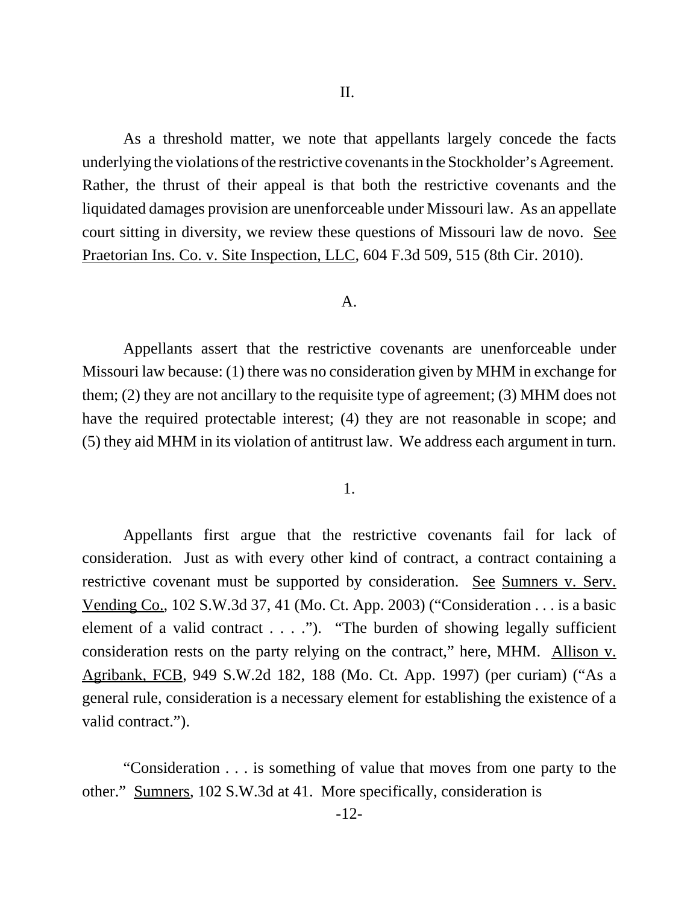## II.

As a threshold matter, we note that appellants largely concede the facts underlying the violations of the restrictive covenants in the Stockholder's Agreement. Rather, the thrust of their appeal is that both the restrictive covenants and the liquidated damages provision are unenforceable under Missouri law. As an appellate court sitting in diversity, we review these questions of Missouri law de novo. See Praetorian Ins. Co. v. Site Inspection, LLC, 604 F.3d 509, 515 (8th Cir. 2010).

### A.

Appellants assert that the restrictive covenants are unenforceable under Missouri law because: (1) there was no consideration given by MHM in exchange for them; (2) they are not ancillary to the requisite type of agreement; (3) MHM does not have the required protectable interest; (4) they are not reasonable in scope; and (5) they aid MHM in its violation of antitrust law. We address each argument in turn.

#### 1.

Appellants first argue that the restrictive covenants fail for lack of consideration. Just as with every other kind of contract, a contract containing a restrictive covenant must be supported by consideration. See Sumners v. Serv. Vending Co., 102 S.W.3d 37, 41 (Mo. Ct. App. 2003) ("Consideration . . . is a basic element of a valid contract . . . ."). "The burden of showing legally sufficient consideration rests on the party relying on the contract," here, MHM. Allison v. Agribank, FCB, 949 S.W.2d 182, 188 (Mo. Ct. App. 1997) (per curiam) ("As a general rule, consideration is a necessary element for establishing the existence of a valid contract.").

"Consideration . . . is something of value that moves from one party to the other." Sumners, 102 S.W.3d at 41. More specifically, consideration is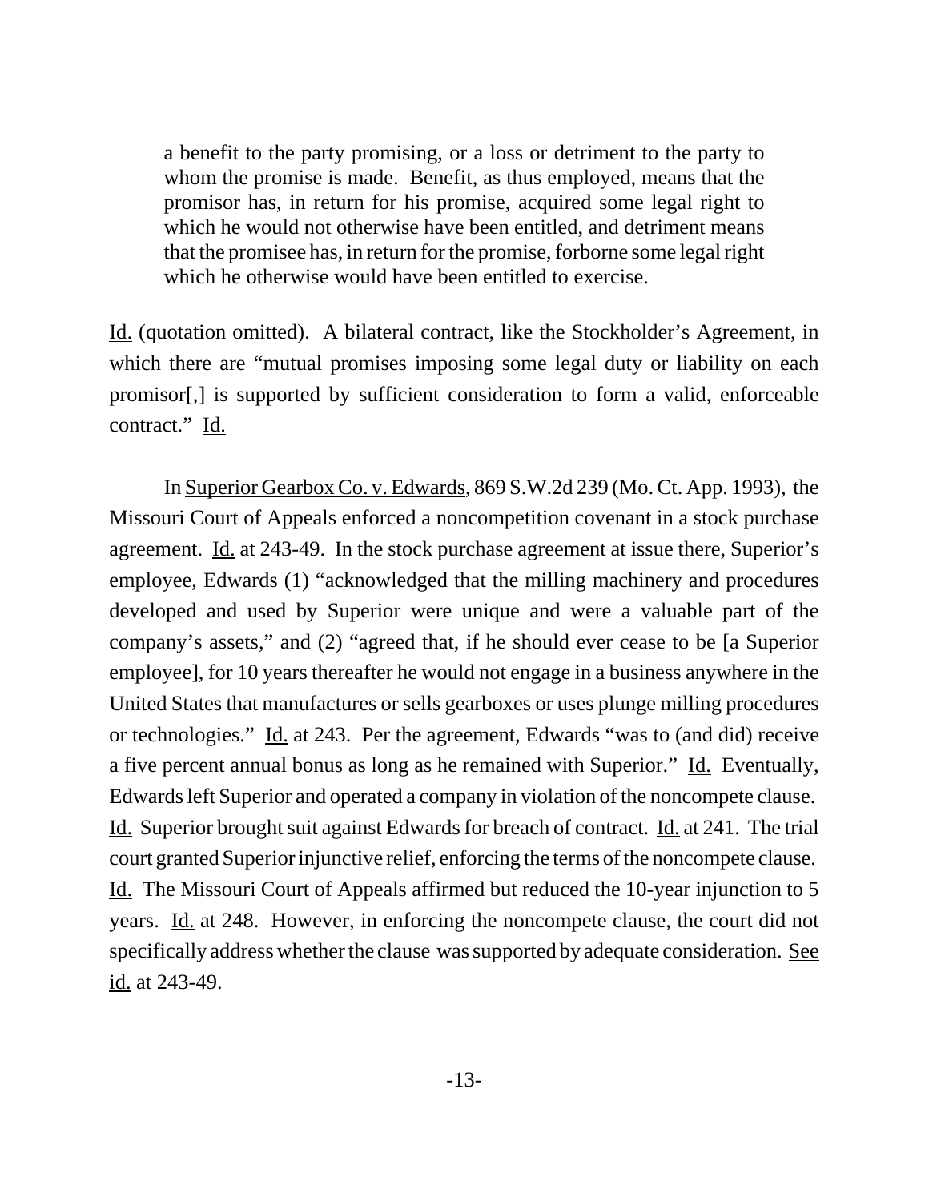> a benefit to the party promising, or a loss or detriment to the party to whom the promise is made. Benefit, as thus employed, means that the promisor has, in return for his promise, acquired some legal right to which he would not otherwise have been entitled, and detriment means that the promisee has, in return for the promise, forborne some legal right which he otherwise would have been entitled to exercise.

Id. (quotation omitted). A bilateral contract, like the Stockholder's Agreement, in which there are "mutual promises imposing some legal duty or liability on each promisor[,] is supported by sufficient consideration to form a valid, enforceable contract." Id.

In Superior Gearbox Co. v. Edwards, 869 S.W.2d 239 (Mo. Ct. App. 1993), the Missouri Court of Appeals enforced a noncompetition covenant in a stock purchase agreement. Id. at 243-49. In the stock purchase agreement at issue there, Superior's employee, Edwards (1) "acknowledged that the milling machinery and procedures developed and used by Superior were unique and were a valuable part of the company's assets," and (2) "agreed that, if he should ever cease to be [a Superior employee], for 10 years thereafter he would not engage in a business anywhere in the United States that manufactures or sells gearboxes or uses plunge milling procedures or technologies." Id. at 243. Per the agreement, Edwards "was to (and did) receive a five percent annual bonus as long as he remained with Superior." Id. Eventually, Edwards left Superior and operated a company in violation of the noncompete clause. Id. Superior brought suit against Edwards for breach of contract. Id. at 241. The trial court granted Superior injunctive relief, enforcing the terms of the noncompete clause. Id. The Missouri Court of Appeals affirmed but reduced the 10-year injunction to 5 years. Id. at 248. However, in enforcing the noncompete clause, the court did not specifically address whether the clause was supported by adequate consideration. See id. at 243-49.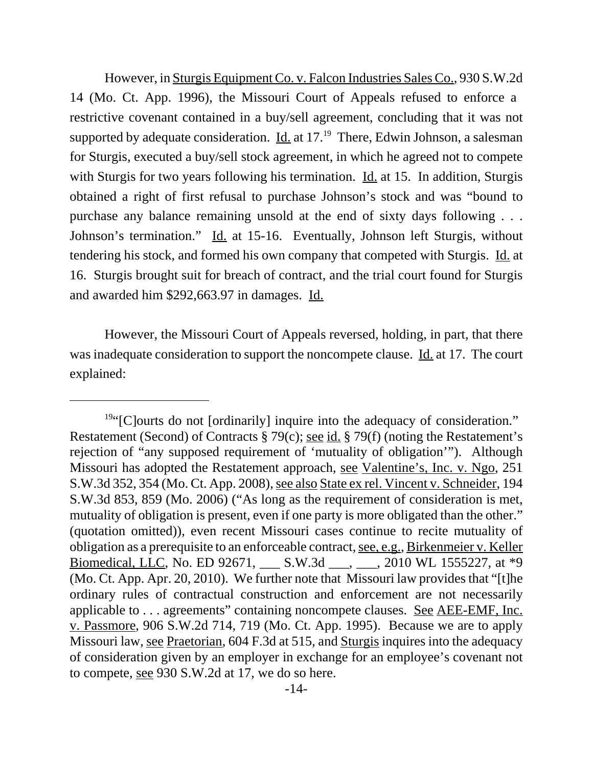However, in Sturgis Equipment Co. v. Falcon Industries Sales Co., 930 S.W.2d 14 (Mo. Ct. App. 1996), the Missouri Court of Appeals refused to enforce a restrictive covenant contained in a buy/sell agreement, concluding that it was not supported by adequate consideration. Id. at 17.[19] There, Edwin Johnson, a salesman for Sturgis, executed a buy/sell stock agreement, in which he agreed not to compete with Sturgis for two years following his termination. Id. at 15. In addition, Sturgis obtained a right of first refusal to purchase Johnson's stock and was "bound to purchase any balance remaining unsold at the end of sixty days following . . . Johnson's termination." Id. at 15-16. Eventually, Johnson left Sturgis, without tendering his stock, and formed his own company that competed with Sturgis. Id. at 16. Sturgis brought suit for breach of contract, and the trial court found for Sturgis and awarded him $292,663.97 in damages. Id.

However, the Missouri Court of Appeals reversed, holding, in part, that there was inadequate consideration to support the noncompete clause. Id. at 17. The court explained:

---

[19] "[C]ourts do not [ordinarily] inquire into the adequacy of consideration." Restatement (Second) of Contracts § 79(c); see id. § 79(f) (noting the Restatement's rejection of "any supposed requirement of 'mutuality of obligation'"). Although Missouri has adopted the Restatement approach, see Valentine's, Inc. v. Ngo, 251 S.W.3d 352, 354 (Mo. Ct. App. 2008), see also State ex rel. Vincent v. Schneider, 194 S.W.3d 853, 859 (Mo. 2006) ("As long as the requirement of consideration is met, mutuality of obligation is present, even if one party is more obligated than the other." (quotation omitted)), even recent Missouri cases continue to recite mutuality of obligation as a prerequisite to an enforceable contract, see, e.g., Birkenmeier v. Keller Biomedical, LLC, No. ED 92671, ___ S.W.3d ___, ___, 2010 WL 1555227, at *9 (Mo. Ct. App. Apr. 20, 2010). We further note that Missouri law provides that "[t]he ordinary rules of contractual construction and enforcement are not necessarily applicable to . . . agreements" containing noncompete clauses. See AEE-EMF, Inc. v. Passmore, 906 S.W.2d 714, 719 (Mo. Ct. App. 1995). Because we are to apply Missouri law, see Praetorian, 604 F.3d at 515, and Sturgis inquires into the adequacy of consideration given by an employer in exchange for an employee's covenant not to compete, see 930 S.W.2d at 17, we do so here.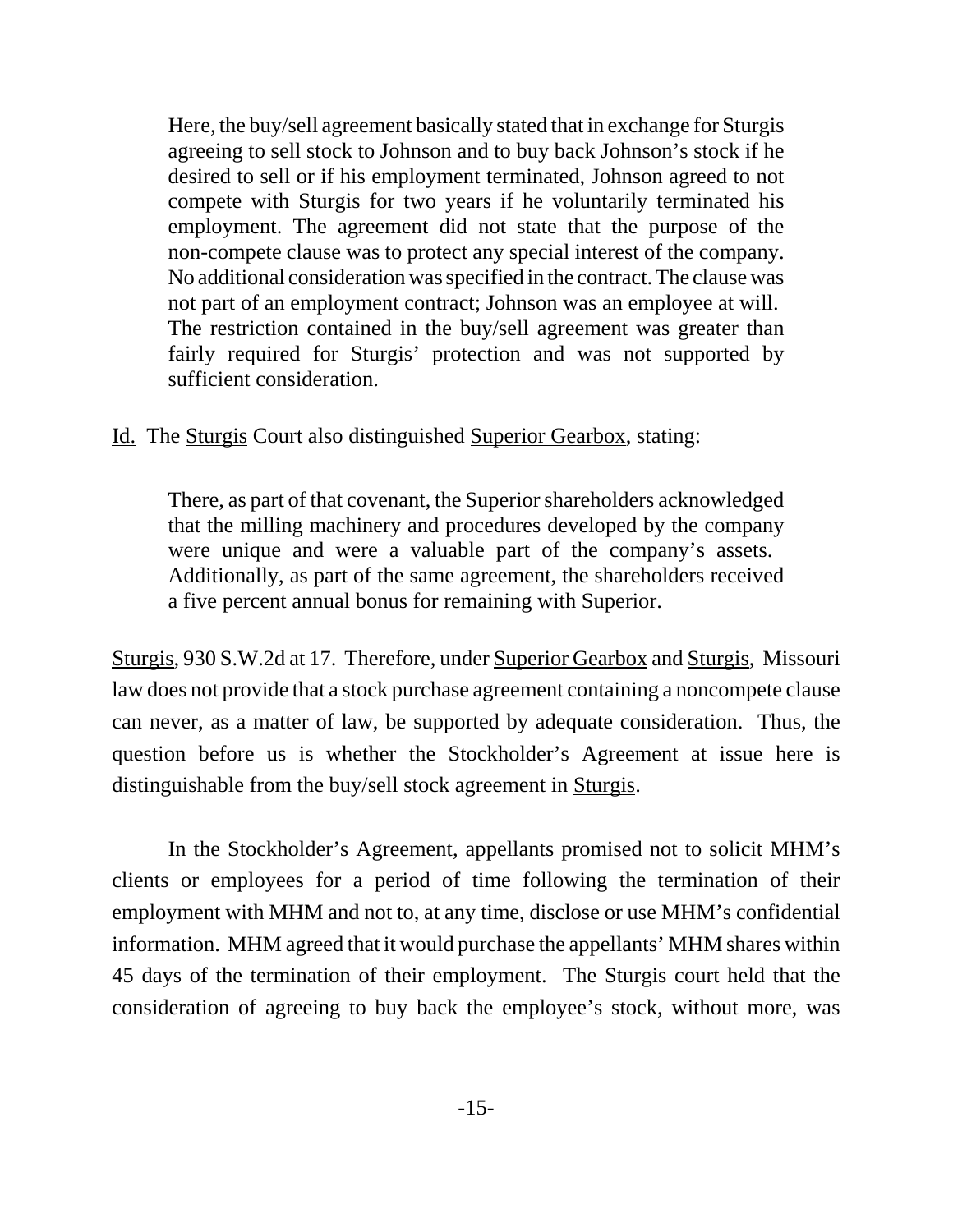> Here, the buy/sell agreement basically stated that in exchange for Sturgis agreeing to sell stock to Johnson and to buy back Johnson's stock if he desired to sell or if his employment terminated, Johnson agreed to not compete with Sturgis for two years if he voluntarily terminated his employment. The agreement did not state that the purpose of the non-compete clause was to protect any special interest of the company. No additional consideration was specified in the contract. The clause was not part of an employment contract; Johnson was an employee at will. The restriction contained in the buy/sell agreement was greater than fairly required for Sturgis' protection and was not supported by sufficient consideration.

Id. The Sturgis Court also distinguished Superior Gearbox, stating:

> There, as part of that covenant, the Superior shareholders acknowledged that the milling machinery and procedures developed by the company were unique and were a valuable part of the company's assets. Additionally, as part of the same agreement, the shareholders received a five percent annual bonus for remaining with Superior.

Sturgis, 930 S.W.2d at 17. Therefore, under Superior Gearbox and Sturgis, Missouri law does not provide that a stock purchase agreement containing a noncompete clause can never, as a matter of law, be supported by adequate consideration. Thus, the question before us is whether the Stockholder's Agreement at issue here is distinguishable from the buy/sell stock agreement in Sturgis.

In the Stockholder's Agreement, appellants promised not to solicit MHM's clients or employees for a period of time following the termination of their employment with MHM and not to, at any time, disclose or use MHM's confidential information. MHM agreed that it would purchase the appellants' MHM shares within 45 days of the termination of their employment. The Sturgis court held that the consideration of agreeing to buy back the employee's stock, without more, was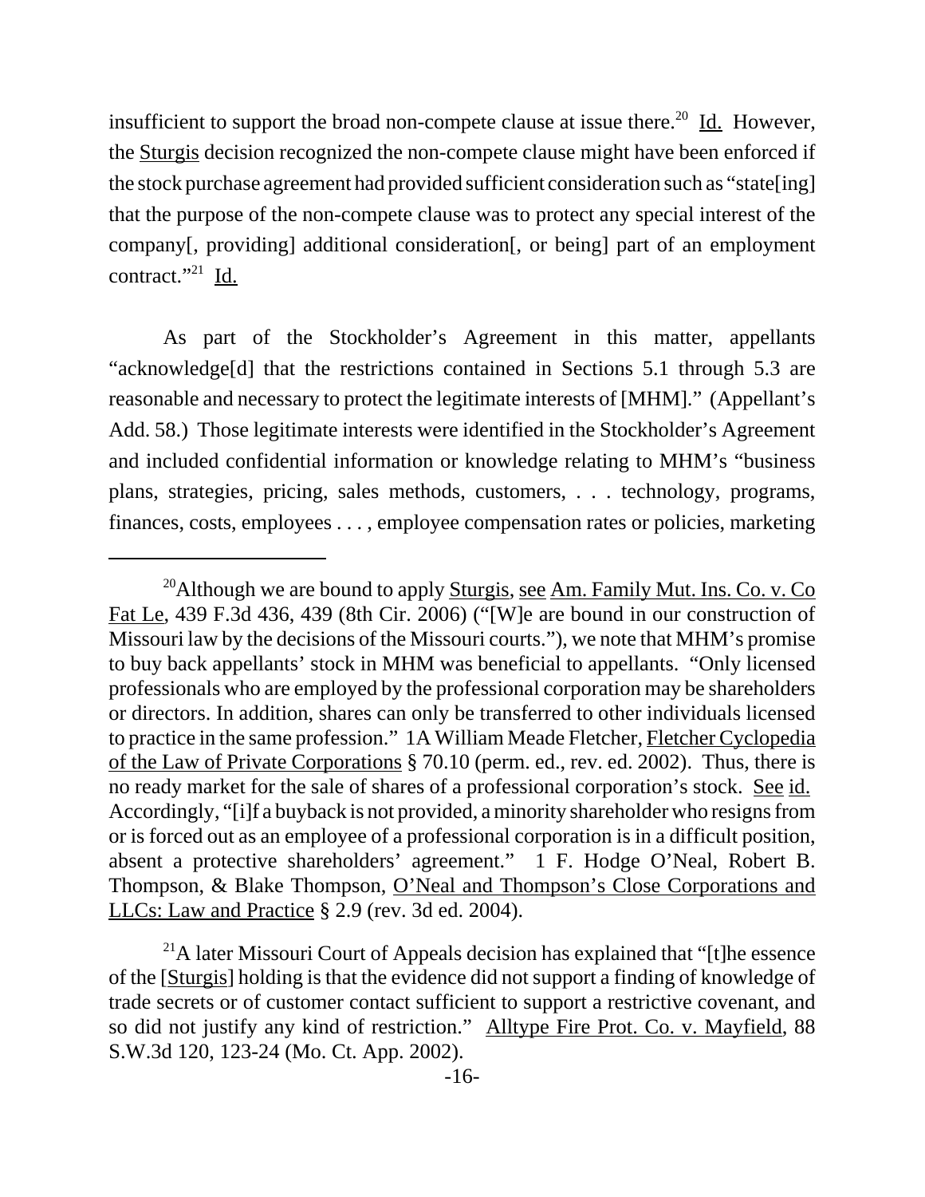insufficient to support the broad non-compete clause at issue there.[20] Id. However, the Sturgis decision recognized the non-compete clause might have been enforced if the stock purchase agreement had provided sufficient consideration such as "state[ing] that the purpose of the non-compete clause was to protect any special interest of the company[, providing] additional consideration[, or being] part of an employment contract."[21] Id.

As part of the Stockholder's Agreement in this matter, appellants "acknowledge[d] that the restrictions contained in Sections 5.1 through 5.3 are reasonable and necessary to protect the legitimate interests of [MHM]." (Appellant's Add. 58.) Those legitimate interests were identified in the Stockholder's Agreement and included confidential information or knowledge relating to MHM's "business plans, strategies, pricing, sales methods, customers, . . . technology, programs, finances, costs, employees . . . , employee compensation rates or policies, marketing

---

[20]Although we are bound to apply Sturgis, see Am. Family Mut. Ins. Co. v. Co Fat Le, 439 F.3d 436, 439 (8th Cir. 2006) ("[W]e are bound in our construction of Missouri law by the decisions of the Missouri courts."), we note that MHM's promise to buy back appellants' stock in MHM was beneficial to appellants. "Only licensed professionals who are employed by the professional corporation may be shareholders or directors. In addition, shares can only be transferred to other individuals licensed to practice in the same profession." 1A William Meade Fletcher, Fletcher Cyclopedia of the Law of Private Corporations § 70.10 (perm. ed., rev. ed. 2002). Thus, there is no ready market for the sale of shares of a professional corporation's stock. See id. Accordingly, "[i]f a buyback is not provided, a minority shareholder who resigns from or is forced out as an employee of a professional corporation is in a difficult position, absent a protective shareholders' agreement." 1 F. Hodge O'Neal, Robert B. Thompson, & Blake Thompson, O'Neal and Thompson's Close Corporations and LLCs: Law and Practice § 2.9 (rev. 3d ed. 2004).

[21]A later Missouri Court of Appeals decision has explained that "[t]he essence of the [Sturgis] holding is that the evidence did not support a finding of knowledge of trade secrets or of customer contact sufficient to support a restrictive covenant, and so did not justify any kind of restriction." Alltype Fire Prot. Co. v. Mayfield, 88 S.W.3d 120, 123-24 (Mo. Ct. App. 2002).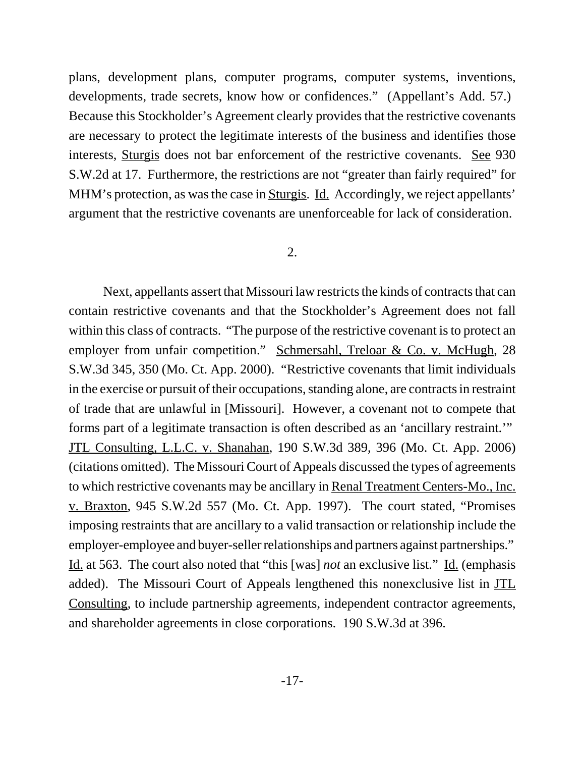plans, development plans, computer programs, computer systems, inventions, developments, trade secrets, know how or confidences." (Appellant's Add. 57.) Because this Stockholder's Agreement clearly provides that the restrictive covenants are necessary to protect the legitimate interests of the business and identifies those interests, Sturgis does not bar enforcement of the restrictive covenants. See 930 S.W.2d at 17. Furthermore, the restrictions are not "greater than fairly required" for MHM's protection, as was the case in Sturgis. Id. Accordingly, we reject appellants' argument that the restrictive covenants are unenforceable for lack of consideration.

2.

Next, appellants assert that Missouri law restricts the kinds of contracts that can contain restrictive covenants and that the Stockholder's Agreement does not fall within this class of contracts. "The purpose of the restrictive covenant is to protect an employer from unfair competition." Schmersahl, Treloar & Co. v. McHugh, 28 S.W.3d 345, 350 (Mo. Ct. App. 2000). "Restrictive covenants that limit individuals in the exercise or pursuit of their occupations, standing alone, are contracts in restraint of trade that are unlawful in [Missouri]. However, a covenant not to compete that forms part of a legitimate transaction is often described as an 'ancillary restraint.'" JTL Consulting, L.L.C. v. Shanahan, 190 S.W.3d 389, 396 (Mo. Ct. App. 2006) (citations omitted). The Missouri Court of Appeals discussed the types of agreements to which restrictive covenants may be ancillary in Renal Treatment Centers-Mo., Inc. v. Braxton, 945 S.W.2d 557 (Mo. Ct. App. 1997). The court stated, "Promises imposing restraints that are ancillary to a valid transaction or relationship include the employer-employee and buyer-seller relationships and partners against partnerships." Id. at 563. The court also noted that "this [was] *not* an exclusive list." Id. (emphasis added). The Missouri Court of Appeals lengthened this nonexclusive list in JTL Consulting, to include partnership agreements, independent contractor agreements, and shareholder agreements in close corporations. 190 S.W.3d at 396.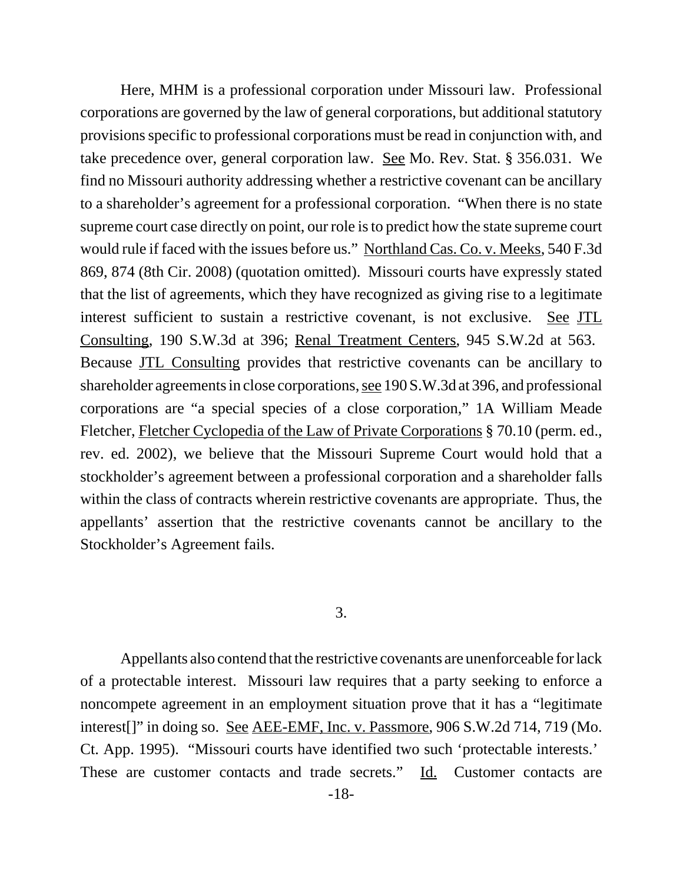Here, MHM is a professional corporation under Missouri law. Professional corporations are governed by the law of general corporations, but additional statutory provisions specific to professional corporations must be read in conjunction with, and take precedence over, general corporation law. See Mo. Rev. Stat. § 356.031. We find no Missouri authority addressing whether a restrictive covenant can be ancillary to a shareholder's agreement for a professional corporation. "When there is no state supreme court case directly on point, our role is to predict how the state supreme court would rule if faced with the issues before us." Northland Cas. Co. v. Meeks, 540 F.3d 869, 874 (8th Cir. 2008) (quotation omitted). Missouri courts have expressly stated that the list of agreements, which they have recognized as giving rise to a legitimate interest sufficient to sustain a restrictive covenant, is not exclusive. See JTL Consulting, 190 S.W.3d at 396; Renal Treatment Centers, 945 S.W.2d at 563. Because JTL Consulting provides that restrictive covenants can be ancillary to shareholder agreements in close corporations, see 190 S.W.3d at 396, and professional corporations are "a special species of a close corporation," 1A William Meade Fletcher, Fletcher Cyclopedia of the Law of Private Corporations § 70.10 (perm. ed., rev. ed. 2002), we believe that the Missouri Supreme Court would hold that a stockholder's agreement between a professional corporation and a shareholder falls within the class of contracts wherein restrictive covenants are appropriate. Thus, the appellants' assertion that the restrictive covenants cannot be ancillary to the Stockholder's Agreement fails.

3.

Appellants also contend that the restrictive covenants are unenforceable for lack of a protectable interest. Missouri law requires that a party seeking to enforce a noncompete agreement in an employment situation prove that it has a "legitimate interest[]" in doing so. See AEE-EMF, Inc. v. Passmore, 906 S.W.2d 714, 719 (Mo. Ct. App. 1995). "Missouri courts have identified two such 'protectable interests.' These are customer contacts and trade secrets." Id. Customer contacts are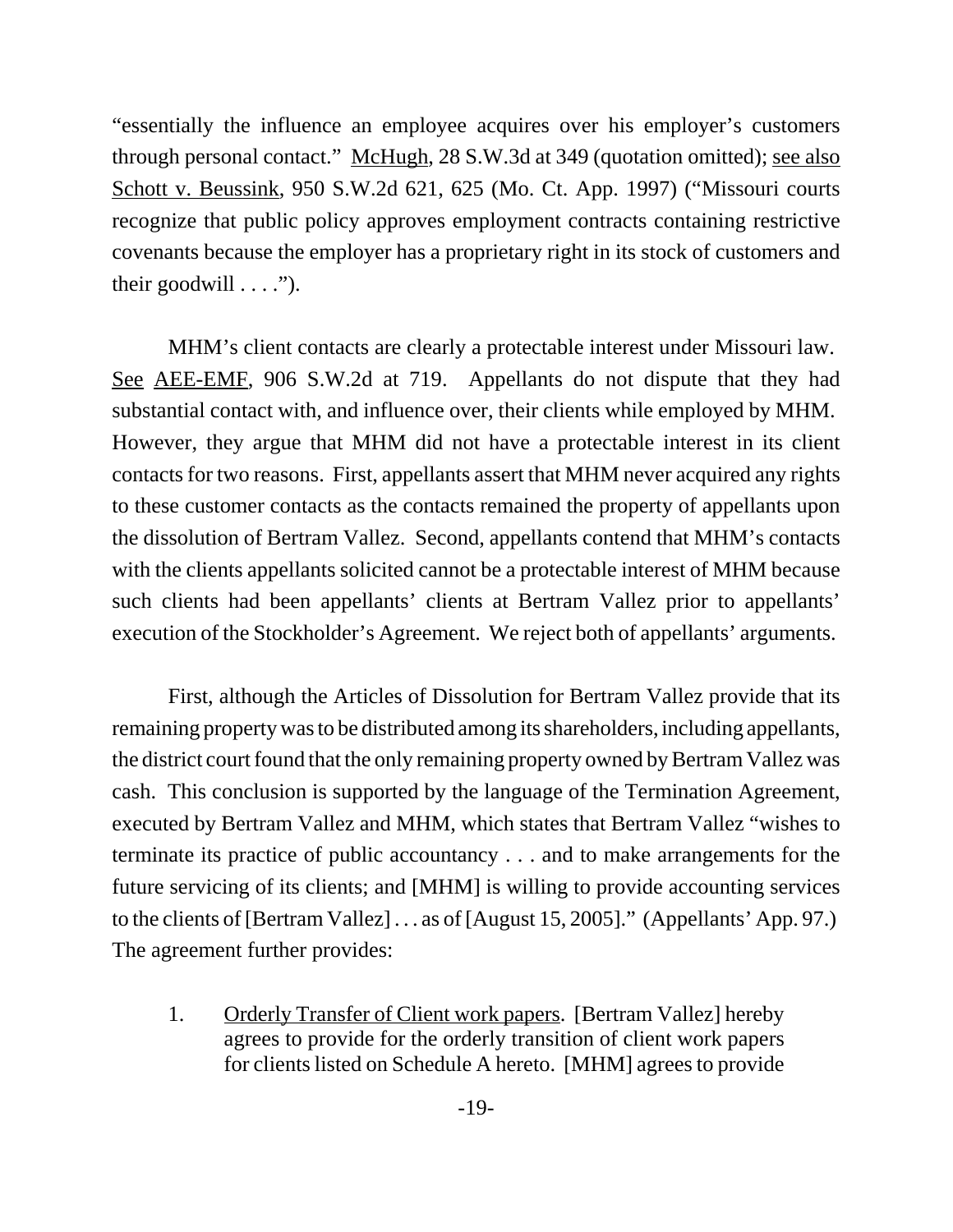"essentially the influence an employee acquires over his employer's customers through personal contact." McHugh, 28 S.W.3d at 349 (quotation omitted); see also Schott v. Beussink, 950 S.W.2d 621, 625 (Mo. Ct. App. 1997) ("Missouri courts recognize that public policy approves employment contracts containing restrictive covenants because the employer has a proprietary right in its stock of customers and their goodwill . . . .").

MHM's client contacts are clearly a protectable interest under Missouri law. See AEE-EMF, 906 S.W.2d at 719. Appellants do not dispute that they had substantial contact with, and influence over, their clients while employed by MHM. However, they argue that MHM did not have a protectable interest in its client contacts for two reasons. First, appellants assert that MHM never acquired any rights to these customer contacts as the contacts remained the property of appellants upon the dissolution of Bertram Vallez. Second, appellants contend that MHM's contacts with the clients appellants solicited cannot be a protectable interest of MHM because such clients had been appellants' clients at Bertram Vallez prior to appellants' execution of the Stockholder's Agreement. We reject both of appellants' arguments.

First, although the Articles of Dissolution for Bertram Vallez provide that its remaining property was to be distributed among its shareholders, including appellants, the district court found that the only remaining property owned by Bertram Vallez was cash. This conclusion is supported by the language of the Termination Agreement, executed by Bertram Vallez and MHM, which states that Bertram Vallez "wishes to terminate its practice of public accountancy . . . and to make arrangements for the future servicing of its clients; and [MHM] is willing to provide accounting services to the clients of [Bertram Vallez] . . . as of [August 15, 2005]." (Appellants' App. 97.) The agreement further provides:

> 1. Orderly Transfer of Client work papers. [Bertram Vallez] hereby agrees to provide for the orderly transition of client work papers for clients listed on Schedule A hereto. [MHM] agrees to provide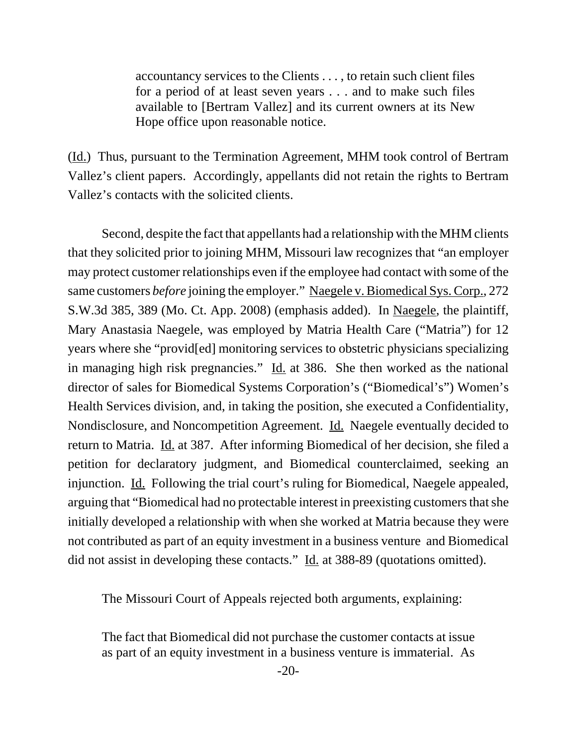> accountancy services to the Clients . . . , to retain such client files for a period of at least seven years . . . and to make such files available to [Bertram Vallez] and its current owners at its New Hope office upon reasonable notice.

(Id.) Thus, pursuant to the Termination Agreement, MHM took control of Bertram Vallez's client papers. Accordingly, appellants did not retain the rights to Bertram Vallez's contacts with the solicited clients.

Second, despite the fact that appellants had a relationship with the MHM clients that they solicited prior to joining MHM, Missouri law recognizes that "an employer may protect customer relationships even if the employee had contact with some of the same customers *before* joining the employer." Naegele v. Biomedical Sys. Corp., 272 S.W.3d 385, 389 (Mo. Ct. App. 2008) (emphasis added). In Naegele, the plaintiff, Mary Anastasia Naegele, was employed by Matria Health Care ("Matria") for 12 years where she "provid[ed] monitoring services to obstetric physicians specializing in managing high risk pregnancies." Id. at 386. She then worked as the national director of sales for Biomedical Systems Corporation's ("Biomedical's") Women's Health Services division, and, in taking the position, she executed a Confidentiality, Nondisclosure, and Noncompetition Agreement. Id. Naegele eventually decided to return to Matria. Id. at 387. After informing Biomedical of her decision, she filed a petition for declaratory judgment, and Biomedical counterclaimed, seeking an injunction. Id. Following the trial court's ruling for Biomedical, Naegele appealed, arguing that "Biomedical had no protectable interest in preexisting customers that she initially developed a relationship with when she worked at Matria because they were not contributed as part of an equity investment in a business venture and Biomedical did not assist in developing these contacts." Id. at 388-89 (quotations omitted).

The Missouri Court of Appeals rejected both arguments, explaining:

> The fact that Biomedical did not purchase the customer contacts at issue as part of an equity investment in a business venture is immaterial. As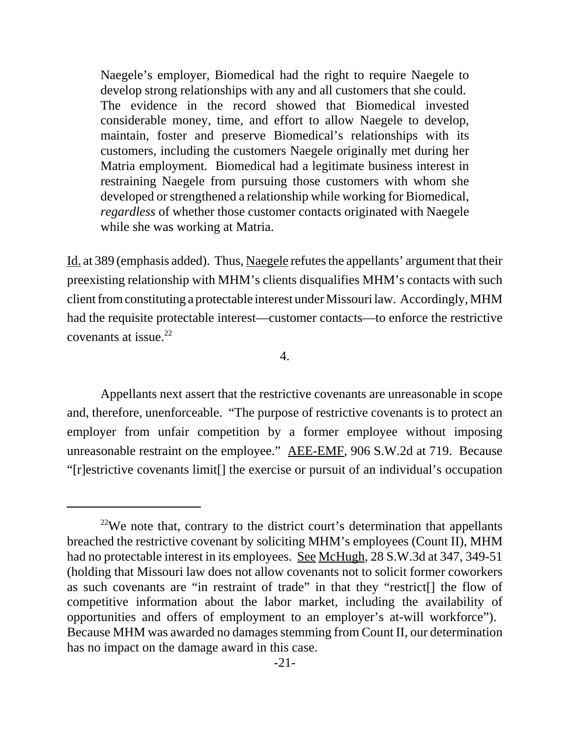> Naegele's employer, Biomedical had the right to require Naegele to develop strong relationships with any and all customers that she could. The evidence in the record showed that Biomedical invested considerable money, time, and effort to allow Naegele to develop, maintain, foster and preserve Biomedical's relationships with its customers, including the customers Naegele originally met during her Matria employment. Biomedical had a legitimate business interest in restraining Naegele from pursuing those customers with whom she developed or strengthened a relationship while working for Biomedical, *regardless* of whether those customer contacts originated with Naegele while she was working at Matria.

Id. at 389 (emphasis added). Thus, Naegele refutes the appellants' argument that their preexisting relationship with MHM's clients disqualifies MHM's contacts with such client from constituting a protectable interest under Missouri law. Accordingly, MHM had the requisite protectable interest—customer contacts—to enforce the restrictive covenants at issue.[22]

4.

Appellants next assert that the restrictive covenants are unreasonable in scope and, therefore, unenforceable. "The purpose of restrictive covenants is to protect an employer from unfair competition by a former employee without imposing unreasonable restraint on the employee." AEE-EMF, 906 S.W.2d at 719. Because "[r]estrictive covenants limit[] the exercise or pursuit of an individual's occupation

---

[22] We note that, contrary to the district court's determination that appellants breached the restrictive covenant by soliciting MHM's employees (Count II), MHM had no protectable interest in its employees. See McHugh, 28 S.W.3d at 347, 349-51 (holding that Missouri law does not allow covenants not to solicit former coworkers as such covenants are "in restraint of trade" in that they "restrict[] the flow of competitive information about the labor market, including the availability of opportunities and offers of employment to an employer's at-will workforce"). Because MHM was awarded no damages stemming from Count II, our determination has no impact on the damage award in this case.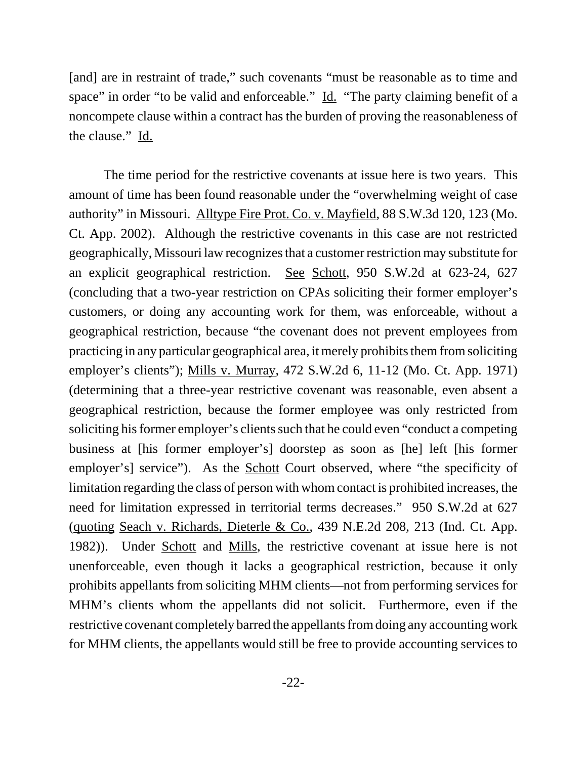[and] are in restraint of trade," such covenants "must be reasonable as to time and space" in order "to be valid and enforceable." Id. "The party claiming benefit of a noncompete clause within a contract has the burden of proving the reasonableness of the clause." Id.

The time period for the restrictive covenants at issue here is two years. This amount of time has been found reasonable under the "overwhelming weight of case authority" in Missouri. Alltype Fire Prot. Co. v. Mayfield, 88 S.W.3d 120, 123 (Mo. Ct. App. 2002). Although the restrictive covenants in this case are not restricted geographically, Missouri law recognizes that a customer restriction may substitute for an explicit geographical restriction. See Schott, 950 S.W.2d at 623-24, 627 (concluding that a two-year restriction on CPAs soliciting their former employer's customers, or doing any accounting work for them, was enforceable, without a geographical restriction, because "the covenant does not prevent employees from practicing in any particular geographical area, it merely prohibits them from soliciting employer's clients"); Mills v. Murray, 472 S.W.2d 6, 11-12 (Mo. Ct. App. 1971) (determining that a three-year restrictive covenant was reasonable, even absent a geographical restriction, because the former employee was only restricted from soliciting his former employer's clients such that he could even "conduct a competing business at [his former employer's] doorstep as soon as [he] left [his former employer's] service"). As the Schott Court observed, where "the specificity of limitation regarding the class of person with whom contact is prohibited increases, the need for limitation expressed in territorial terms decreases." 950 S.W.2d at 627 (quoting Seach v. Richards, Dieterle & Co., 439 N.E.2d 208, 213 (Ind. Ct. App. 1982)). Under Schott and Mills, the restrictive covenant at issue here is not unenforceable, even though it lacks a geographical restriction, because it only prohibits appellants from soliciting MHM clients—not from performing services for MHM's clients whom the appellants did not solicit. Furthermore, even if the restrictive covenant completely barred the appellants from doing any accounting work for MHM clients, the appellants would still be free to provide accounting services to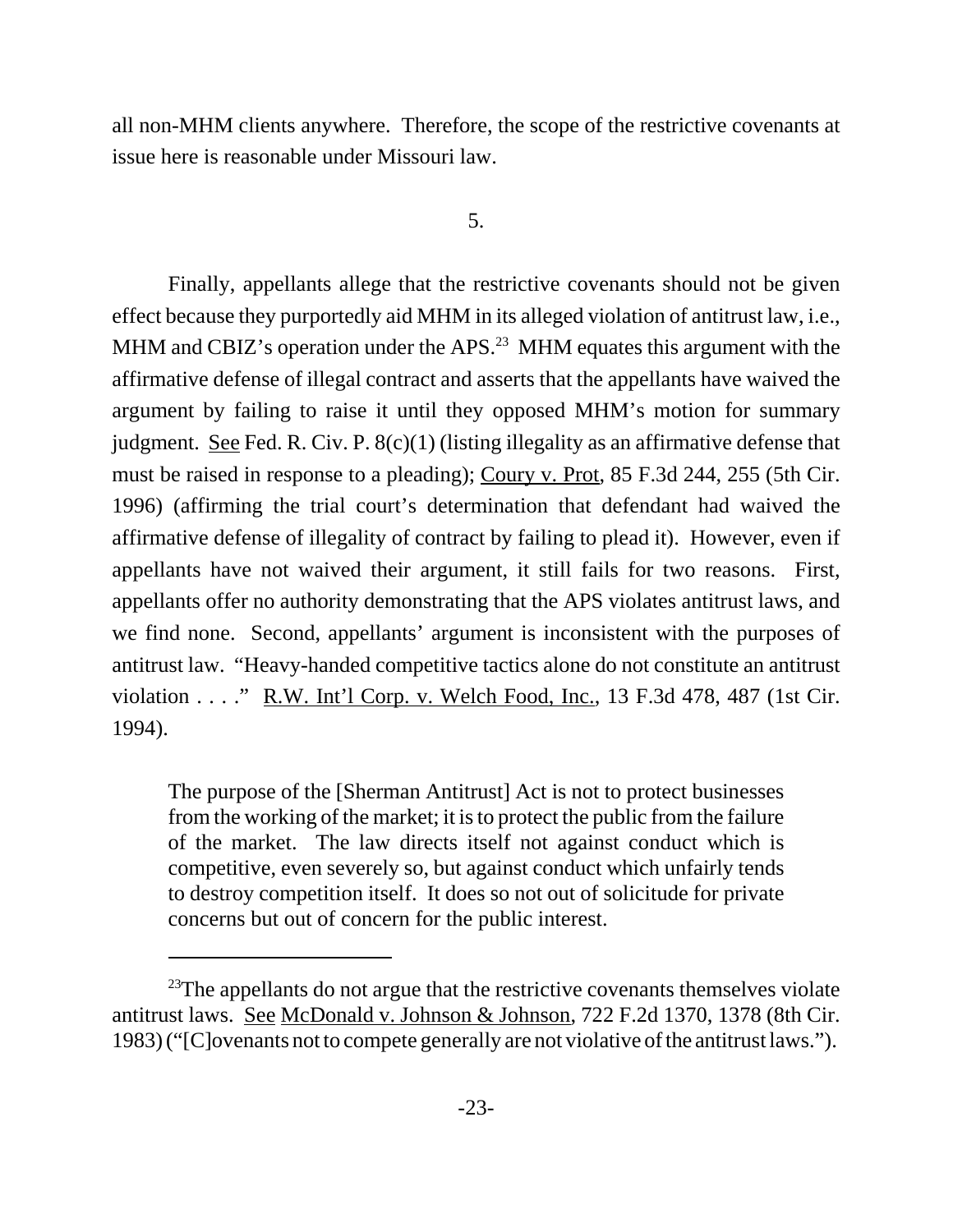all non-MHM clients anywhere. Therefore, the scope of the restrictive covenants at issue here is reasonable under Missouri law.

5.

Finally, appellants allege that the restrictive covenants should not be given effect because they purportedly aid MHM in its alleged violation of antitrust law, i.e., MHM and CBIZ's operation under the APS.[23] MHM equates this argument with the affirmative defense of illegal contract and asserts that the appellants have waived the argument by failing to raise it until they opposed MHM's motion for summary judgment. See Fed. R. Civ. P. 8(c)(1) (listing illegality as an affirmative defense that must be raised in response to a pleading); Coury v. Prot, 85 F.3d 244, 255 (5th Cir. 1996) (affirming the trial court's determination that defendant had waived the affirmative defense of illegality of contract by failing to plead it). However, even if appellants have not waived their argument, it still fails for two reasons. First, appellants offer no authority demonstrating that the APS violates antitrust laws, and we find none. Second, appellants' argument is inconsistent with the purposes of antitrust law. "Heavy-handed competitive tactics alone do not constitute an antitrust violation . . . ." R.W. Int'l Corp. v. Welch Food, Inc., 13 F.3d 478, 487 (1st Cir. 1994).

> The purpose of the [Sherman Antitrust] Act is not to protect businesses from the working of the market; it is to protect the public from the failure of the market. The law directs itself not against conduct which is competitive, even severely so, but against conduct which unfairly tends to destroy competition itself. It does so not out of solicitude for private concerns but out of concern for the public interest.

---

[23]The appellants do not argue that the restrictive covenants themselves violate antitrust laws. See McDonald v. Johnson & Johnson, 722 F.2d 1370, 1378 (8th Cir. 1983) ("[C]ovenants not to compete generally are not violative of the antitrust laws.").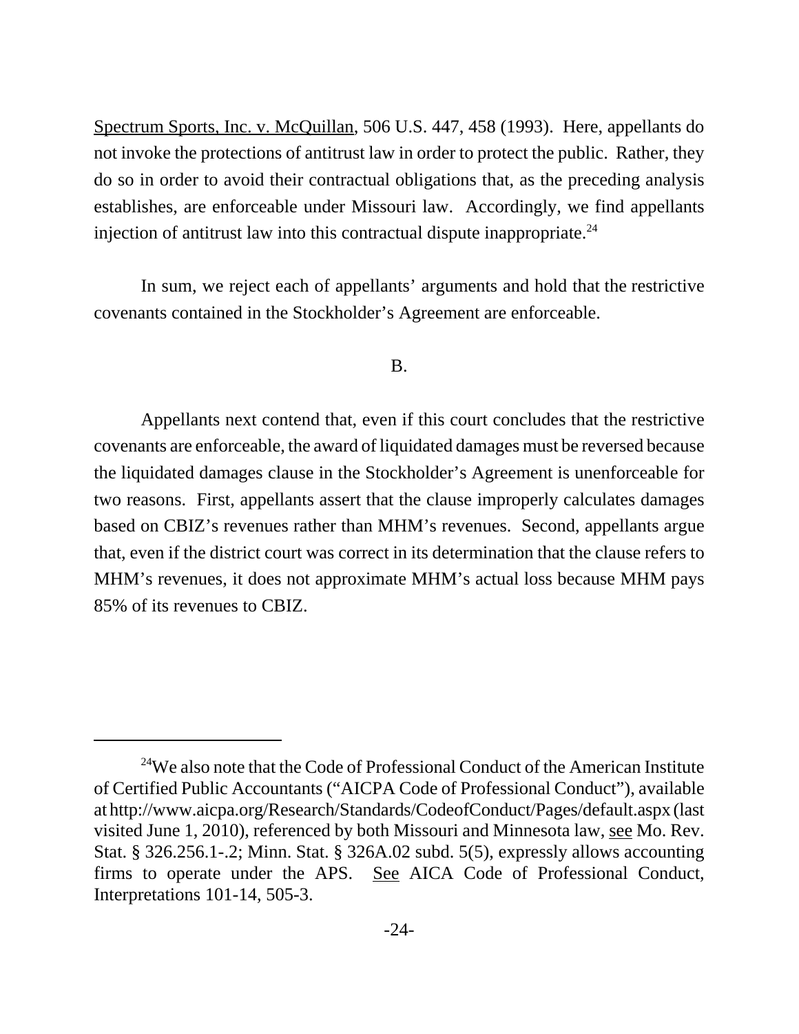Spectrum Sports, Inc. v. McQuillan, 506 U.S. 447, 458 (1993). Here, appellants do not invoke the protections of antitrust law in order to protect the public. Rather, they do so in order to avoid their contractual obligations that, as the preceding analysis establishes, are enforceable under Missouri law. Accordingly, we find appellants injection of antitrust law into this contractual dispute inappropriate.[24]

In sum, we reject each of appellants' arguments and hold that the restrictive covenants contained in the Stockholder's Agreement are enforceable.

B.

Appellants next contend that, even if this court concludes that the restrictive covenants are enforceable, the award of liquidated damages must be reversed because the liquidated damages clause in the Stockholder's Agreement is unenforceable for two reasons. First, appellants assert that the clause improperly calculates damages based on CBIZ's revenues rather than MHM's revenues. Second, appellants argue that, even if the district court was correct in its determination that the clause refers to MHM's revenues, it does not approximate MHM's actual loss because MHM pays 85% of its revenues to CBIZ.

---

[24]We also note that the Code of Professional Conduct of the American Institute of Certified Public Accountants ("AICPA Code of Professional Conduct"), available at http://www.aicpa.org/Research/Standards/CodeofConduct/Pages/default.aspx (last visited June 1, 2010), referenced by both Missouri and Minnesota law, see Mo. Rev. Stat. § 326.256.1-.2; Minn. Stat. § 326A.02 subd. 5(5), expressly allows accounting firms to operate under the APS. See AICA Code of Professional Conduct, Interpretations 101-14, 505-3.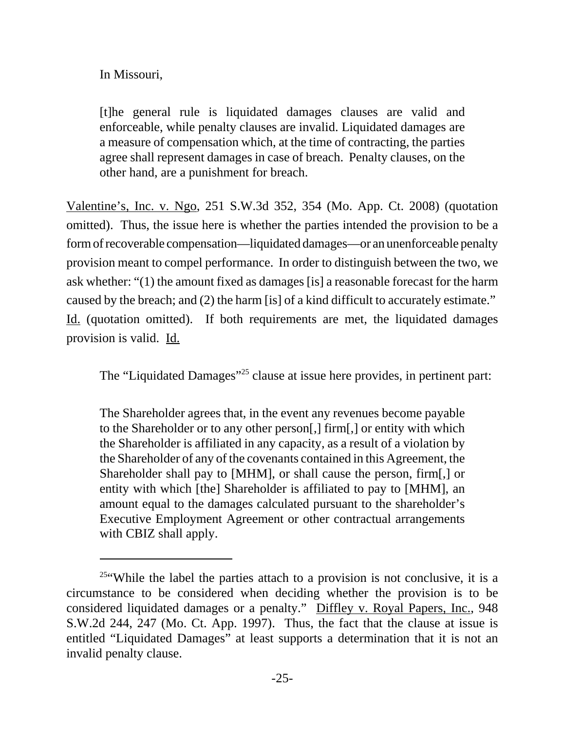In Missouri,

> [t]he general rule is liquidated damages clauses are valid and enforceable, while penalty clauses are invalid. Liquidated damages are a measure of compensation which, at the time of contracting, the parties agree shall represent damages in case of breach. Penalty clauses, on the other hand, are a punishment for breach.

Valentine's, Inc. v. Ngo, 251 S.W.3d 352, 354 (Mo. App. Ct. 2008) (quotation omitted). Thus, the issue here is whether the parties intended the provision to be a form of recoverable compensation—liquidated damages—or an unenforceable penalty provision meant to compel performance. In order to distinguish between the two, we ask whether: "(1) the amount fixed as damages [is] a reasonable forecast for the harm caused by the breach; and (2) the harm [is] of a kind difficult to accurately estimate." Id. (quotation omitted). If both requirements are met, the liquidated damages provision is valid. Id.

The "Liquidated Damages"[25] clause at issue here provides, in pertinent part:

> The Shareholder agrees that, in the event any revenues become payable to the Shareholder or to any other person[,] firm[,] or entity with which the Shareholder is affiliated in any capacity, as a result of a violation by the Shareholder of any of the covenants contained in this Agreement, the Shareholder shall pay to [MHM], or shall cause the person, firm[,] or entity with which [the] Shareholder is affiliated to pay to [MHM], an amount equal to the damages calculated pursuant to the shareholder's Executive Employment Agreement or other contractual arrangements with CBIZ shall apply.

---

[25]"While the label the parties attach to a provision is not conclusive, it is a circumstance to be considered when deciding whether the provision is to be considered liquidated damages or a penalty." Diffley v. Royal Papers, Inc., 948 S.W.2d 244, 247 (Mo. Ct. App. 1997). Thus, the fact that the clause at issue is entitled "Liquidated Damages" at least supports a determination that it is not an invalid penalty clause.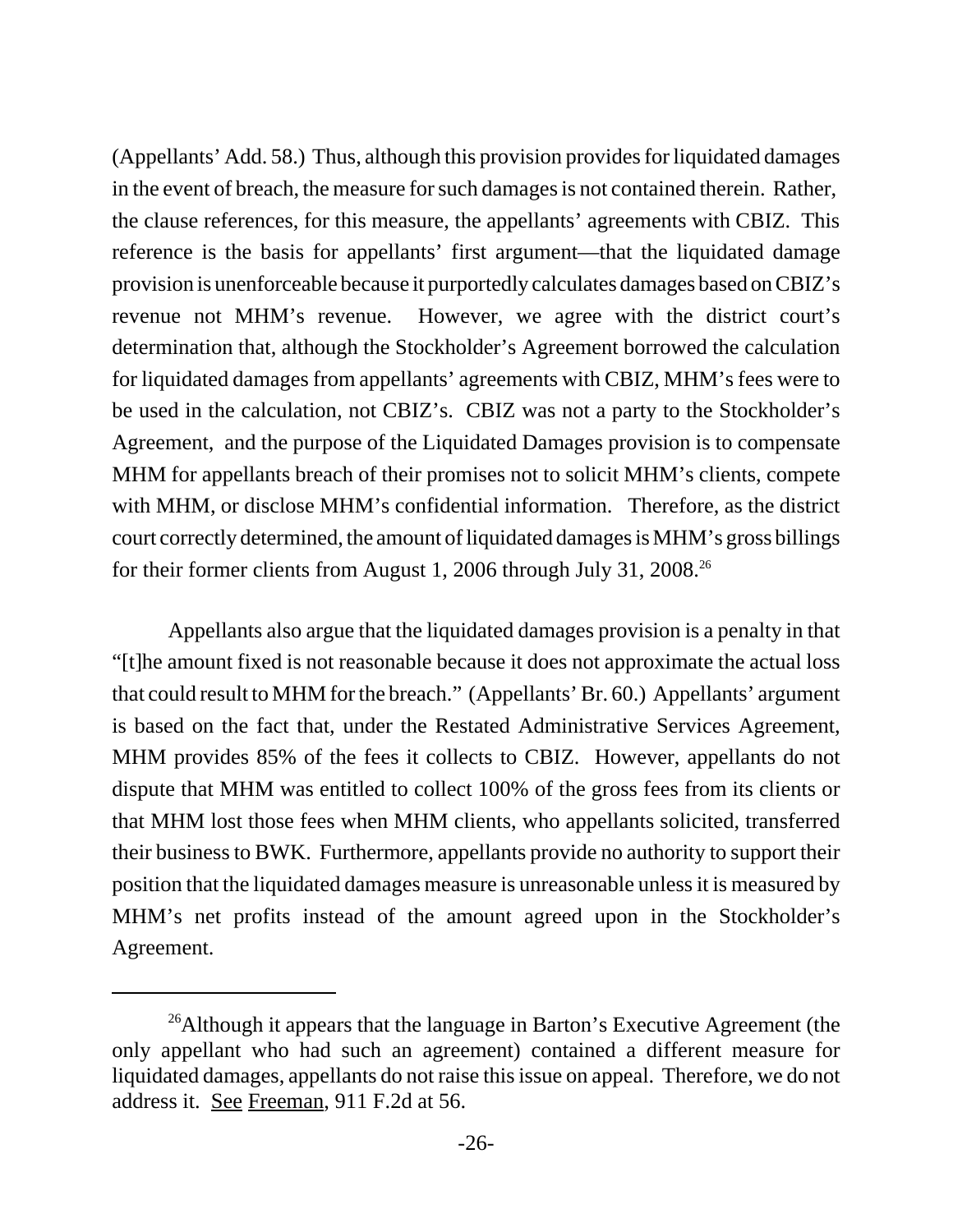(Appellants' Add. 58.) Thus, although this provision provides for liquidated damages in the event of breach, the measure for such damages is not contained therein. Rather, the clause references, for this measure, the appellants' agreements with CBIZ. This reference is the basis for appellants' first argument—that the liquidated damage provision is unenforceable because it purportedly calculates damages based on CBIZ's revenue not MHM's revenue. However, we agree with the district court's determination that, although the Stockholder's Agreement borrowed the calculation for liquidated damages from appellants' agreements with CBIZ, MHM's fees were to be used in the calculation, not CBIZ's. CBIZ was not a party to the Stockholder's Agreement, and the purpose of the Liquidated Damages provision is to compensate MHM for appellants breach of their promises not to solicit MHM's clients, compete with MHM, or disclose MHM's confidential information. Therefore, as the district court correctly determined, the amount of liquidated damages is MHM's gross billings for their former clients from August 1, 2006 through July 31, 2008.[26]

Appellants also argue that the liquidated damages provision is a penalty in that "[t]he amount fixed is not reasonable because it does not approximate the actual loss that could result to MHM for the breach." (Appellants' Br. 60.) Appellants' argument is based on the fact that, under the Restated Administrative Services Agreement, MHM provides 85% of the fees it collects to CBIZ. However, appellants do not dispute that MHM was entitled to collect 100% of the gross fees from its clients or that MHM lost those fees when MHM clients, who appellants solicited, transferred their business to BWK. Furthermore, appellants provide no authority to support their position that the liquidated damages measure is unreasonable unless it is measured by MHM's net profits instead of the amount agreed upon in the Stockholder's Agreement.

---

[26] Although it appears that the language in Barton's Executive Agreement (the only appellant who had such an agreement) contained a different measure for liquidated damages, appellants do not raise this issue on appeal. Therefore, we do not address it. See Freeman, 911 F.2d at 56.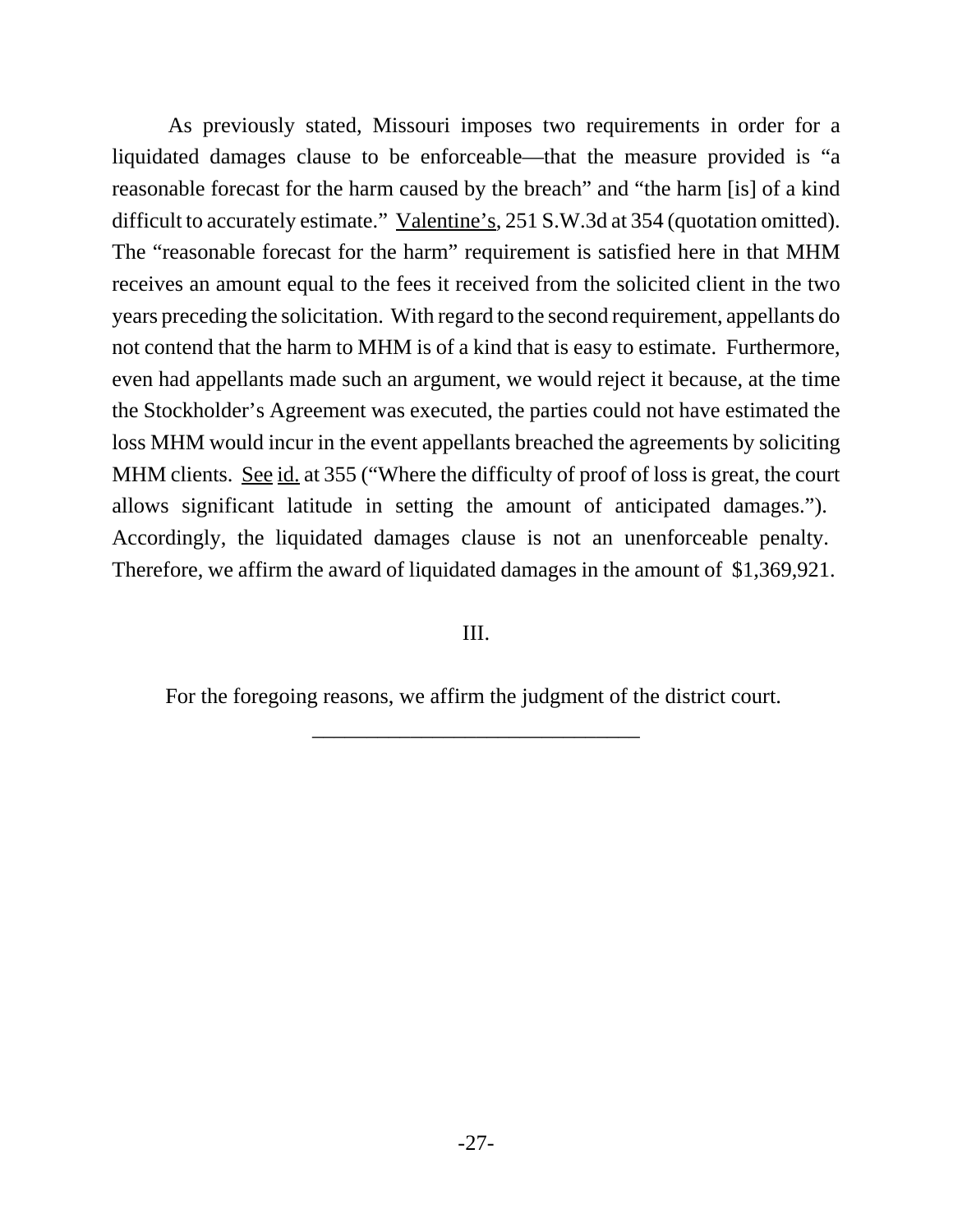As previously stated, Missouri imposes two requirements in order for a liquidated damages clause to be enforceable—that the measure provided is "a reasonable forecast for the harm caused by the breach" and "the harm [is] of a kind difficult to accurately estimate." Valentine's, 251 S.W.3d at 354 (quotation omitted). The "reasonable forecast for the harm" requirement is satisfied here in that MHM receives an amount equal to the fees it received from the solicited client in the two years preceding the solicitation. With regard to the second requirement, appellants do not contend that the harm to MHM is of a kind that is easy to estimate. Furthermore, even had appellants made such an argument, we would reject it because, at the time the Stockholder's Agreement was executed, the parties could not have estimated the loss MHM would incur in the event appellants breached the agreements by soliciting MHM clients. See id. at 355 ("Where the difficulty of proof of loss is great, the court allows significant latitude in setting the amount of anticipated damages."). Accordingly, the liquidated damages clause is not an unenforceable penalty. Therefore, we affirm the award of liquidated damages in the amount of $1,369,921.

III.

For the foregoing reasons, we affirm the judgment of the district court.

______________________________